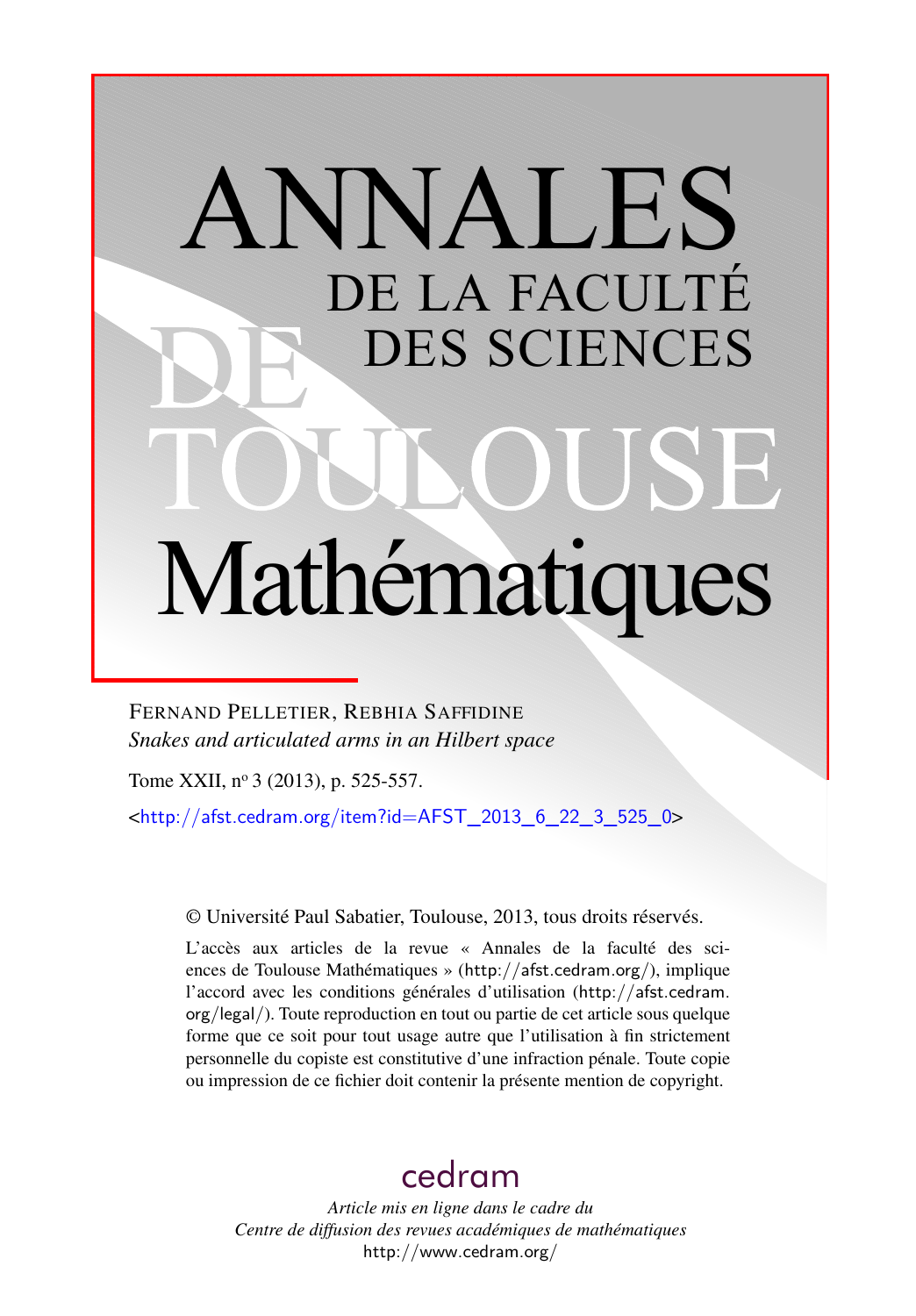# ANNALES DE LA FACULTÉ DES SCIENCES DE TOULOUSE

# Mathématiques

FERNAND PELLETIER, REBHIA SAFFIDINE

*Snakes and articulated arms in an Hilbert space*

Tome XXII, n° 3 (2013), p. 525-557.

<http://afst.cedram.org/item?id=AFST_2013_6_22_3_525_0>

© Université Paul Sabatier, Toulouse, 2013, tous droits réservés.

L'accès aux articles de la revue « Annales de la faculté des sciences de Toulouse Mathématiques » (http://afst.cedram.org/), implique l'accord avec les conditions générales d'utilisation (http://afst.cedram.org/legal/). Toute reproduction en tout ou partie de cet article sous quelque forme que ce soit pour tout usage autre que l'utilisation à fin strictement personnelle du copiste est constitutive d'une infraction pénale. Toute copie ou impression de ce fichier doit contenir la présente mention de copyright.

cedram

*Article mis en ligne dans le cadre du*
*Centre de diffusion des revues académiques de mathématiques*
http://www.cedram.org/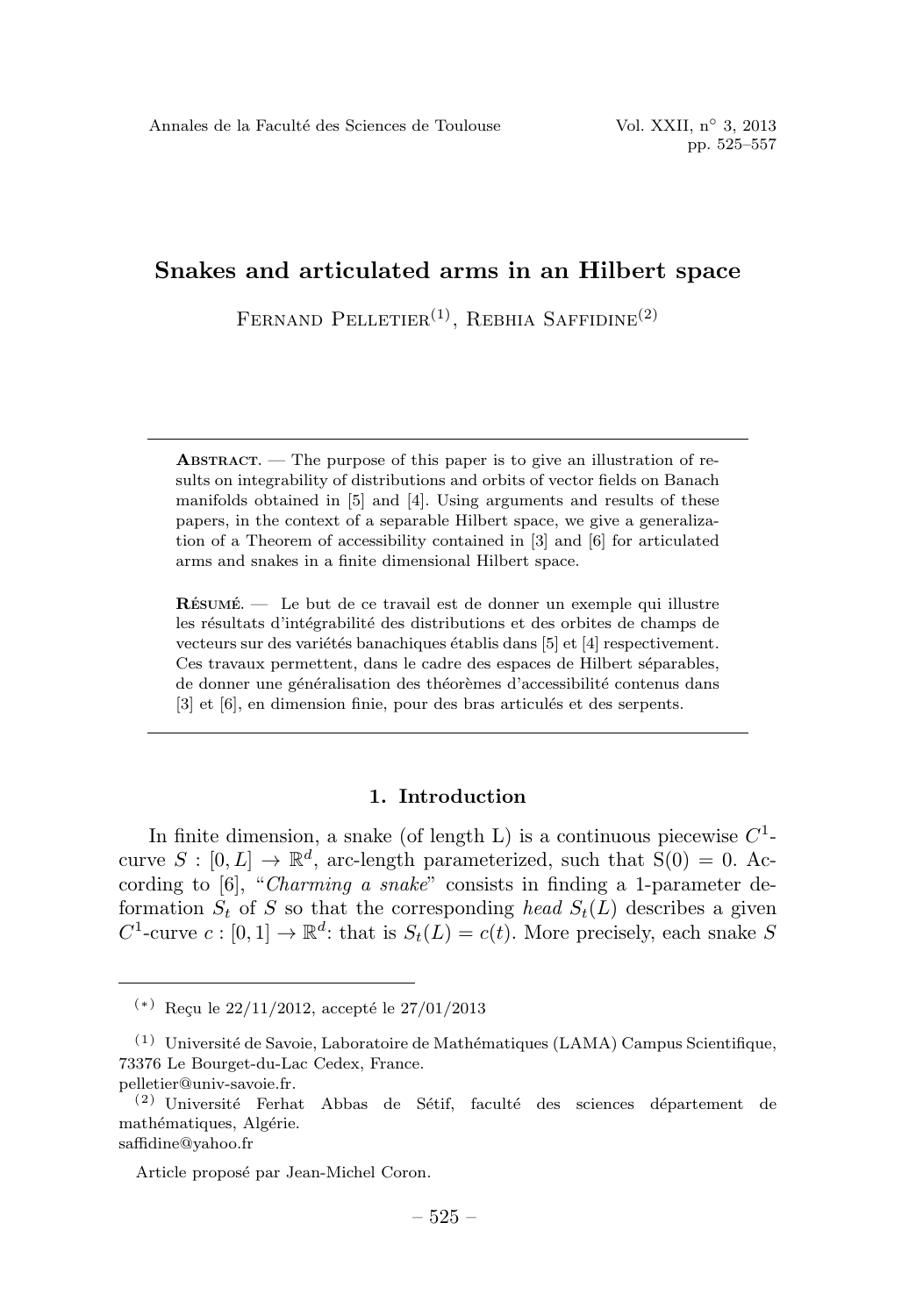# Snakes and articulated arms in an Hilbert space

Fernand Pelletier[(1)], Rebhia Saffidine[(2)]

**Abstract**. — The purpose of this paper is to give an illustration of results on integrability of distributions and orbits of vector fields on Banach manifolds obtained in [5] and [4]. Using arguments and results of these papers, in the context of a separable Hilbert space, we give a generalization of a Theorem of accessibility contained in [3] and [6] for articulated arms and snakes in a finite dimensional Hilbert space.

**Résumé**. — Le but de ce travail est de donner un exemple qui illustre les résultats d'intégrabilité des distributions et des orbites de champs de vecteurs sur des variétés banachiques établis dans [5] et [4] respectivement. Ces travaux permettent, dans le cadre des espaces de Hilbert séparables, de donner une généralisation des théorèmes d'accessibilité contenus dans [3] et [6], en dimension finie, pour des bras articulés et des serpents.

## 1. Introduction

In finite dimension, a snake (of length L) is a continuous piecewise $C^1$-curve $S : [0, L] \to \mathbb{R}^d$, arc-length parameterized, such that $S(0) = 0$. According to [6], "*Charming a snake*" consists in finding a 1-parameter deformation $S_t$ of $S$ so that the corresponding *head* $S_t(L)$ describes a given $C^1$-curve $c : [0, 1] \to \mathbb{R}^d$: that is $S_t(L) = c(t)$. More precisely, each snake $S$

---

(*) Reçu le 22/11/2012, accepté le 27/01/2013

(1) Université de Savoie, Laboratoire de Mathématiques (LAMA) Campus Scientifique, 73376 Le Bourget-du-Lac Cedex, France.
pelletier@univ-savoie.fr.

(2) Université Ferhat Abbas de Sétif, faculté des sciences département de mathématiques, Algérie.
saffidine@yahoo.fr

Article proposé par Jean-Michel Coron.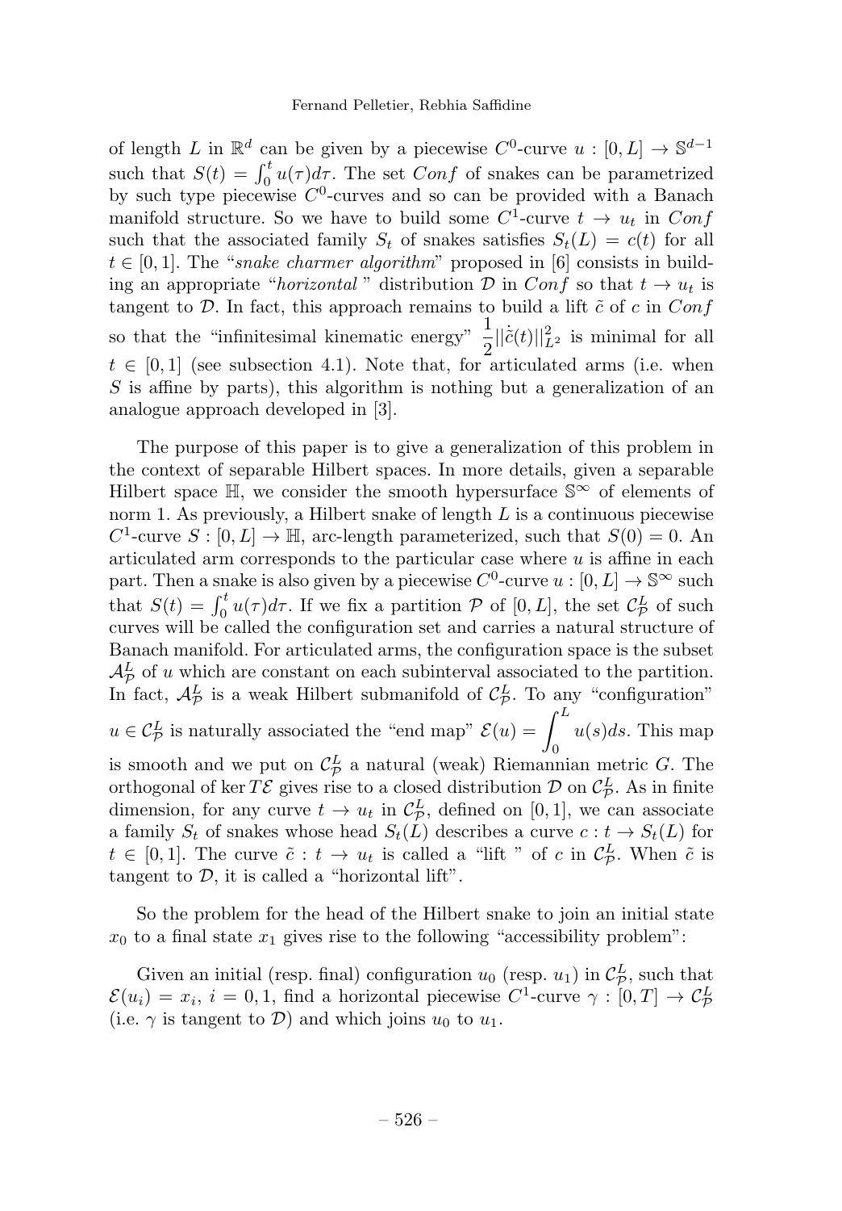of length $L$ in $\mathbb{R}^d$ can be given by a piecewise $C^0$-curve $u : [0, L] \to \mathbb{S}^{d-1}$ such that $S(t) = \int_0^t u(\tau)d\tau$. The set $Conf$ of snakes can be parametrized by such type piecewise $C^0$-curves and so can be provided with a Banach manifold structure. So we have to build some $C^1$-curve $t \to u_t$ in $Conf$ such that the associated family $S_t$ of snakes satisfies $S_t(L) = c(t)$ for all $t \in [0, 1]$. The "*snake charmer algorithm*" proposed in [6] consists in building an appropriate "*horizontal*" distribution $\mathcal{D}$ in $Conf$ so that $t \to u_t$ is tangent to $\mathcal{D}$. In fact, this approach remains to build a lift $\tilde{c}$ of $c$ in $Conf$ so that the "infinitesimal kinematic energy" $\dfrac{1}{2}||\dot{\tilde{c}}(t)||^2_{L^2}$ is minimal for all $t \in [0, 1]$ (see subsection 4.1). Note that, for articulated arms (i.e. when $S$ is affine by parts), this algorithm is nothing but a generalization of an analogue approach developed in [3].

The purpose of this paper is to give a generalization of this problem in the context of separable Hilbert spaces. In more details, given a separable Hilbert space $\mathbb{H}$, we consider the smooth hypersurface $\mathbb{S}^\infty$ of elements of norm 1. As previously, a Hilbert snake of length $L$ is a continuous piecewise $C^1$-curve $S : [0, L] \to \mathbb{H}$, arc-length parameterized, such that $S(0) = 0$. An articulated arm corresponds to the particular case where $u$ is affine in each part. Then a snake is also given by a piecewise $C^0$-curve $u : [0, L] \to \mathbb{S}^\infty$ such that $S(t) = \int_0^t u(\tau)d\tau$. If we fix a partition $\mathcal{P}$ of $[0, L]$, the set $\mathcal{C}^L_\mathcal{P}$ of such curves will be called the configuration set and carries a natural structure of Banach manifold. For articulated arms, the configuration space is the subset $\mathcal{A}^L_\mathcal{P}$ of $u$ which are constant on each subinterval associated to the partition. In fact, $\mathcal{A}^L_\mathcal{P}$ is a weak Hilbert submanifold of $\mathcal{C}^L_\mathcal{P}$. To any "configuration" $u \in \mathcal{C}^L_\mathcal{P}$ is naturally associated the "end map" $\mathcal{E}(u) = \displaystyle\int_0^L u(s)ds$. This map is smooth and we put on $\mathcal{C}^L_\mathcal{P}$ a natural (weak) Riemannian metric $G$. The orthogonal of $\ker T\mathcal{E}$ gives rise to a closed distribution $\mathcal{D}$ on $\mathcal{C}^L_\mathcal{P}$. As in finite dimension, for any curve $t \to u_t$ in $\mathcal{C}^L_\mathcal{P}$, defined on $[0, 1]$, we can associate a family $S_t$ of snakes whose head $S_t(L)$ describes a curve $c : t \to S_t(L)$ for $t \in [0, 1]$. The curve $\tilde{c} : t \to u_t$ is called a "lift " of $c$ in $\mathcal{C}^L_\mathcal{P}$. When $\tilde{c}$ is tangent to $\mathcal{D}$, it is called a "horizontal lift".

So the problem for the head of the Hilbert snake to join an initial state $x_0$ to a final state $x_1$ gives rise to the following "accessibility problem":

Given an initial (resp. final) configuration $u_0$ (resp. $u_1$) in $\mathcal{C}^L_\mathcal{P}$, such that $\mathcal{E}(u_i) = x_i$, $i = 0, 1$, find a horizontal piecewise $C^1$-curve $\gamma : [0, T] \to \mathcal{C}^L_\mathcal{P}$ (i.e. $\gamma$ is tangent to $\mathcal{D}$) and which joins $u_0$ to $u_1$.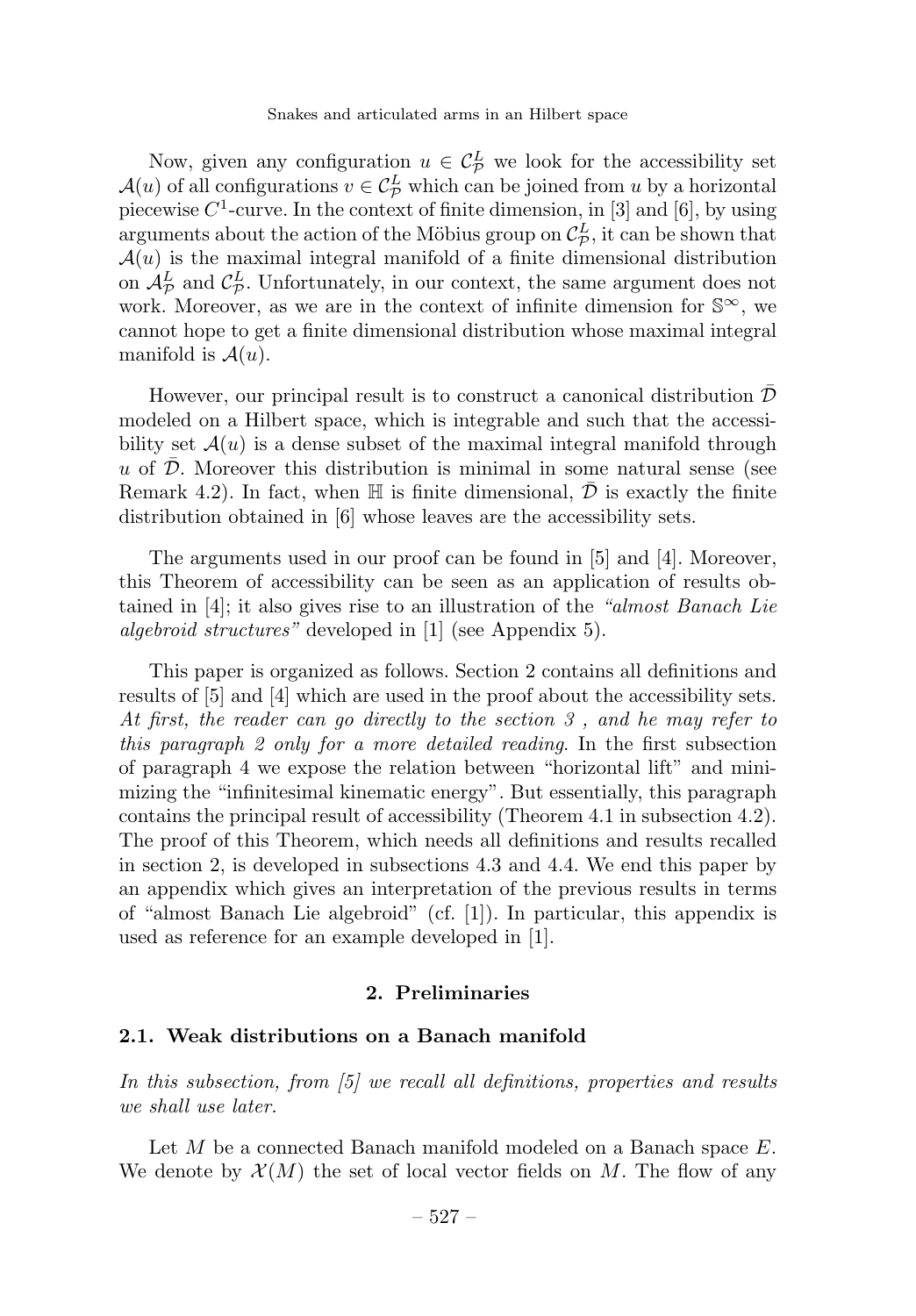Now, given any configuration $u \in \mathcal{C}^L_{\mathcal{P}}$ we look for the accessibility set $\mathcal{A}(u)$ of all configurations $v \in \mathcal{C}^L_{\mathcal{P}}$ which can be joined from $u$ by a horizontal piecewise $C^1$-curve. In the context of finite dimension, in [3] and [6], by using arguments about the action of the Möbius group on $\mathcal{C}^L_{\mathcal{P}}$, it can be shown that $\mathcal{A}(u)$ is the maximal integral manifold of a finite dimensional distribution on $\mathcal{A}^L_{\mathcal{P}}$ and $\mathcal{C}^L_{\mathcal{P}}$. Unfortunately, in our context, the same argument does not work. Moreover, as we are in the context of infinite dimension for $\mathbb{S}^\infty$, we cannot hope to get a finite dimensional distribution whose maximal integral manifold is $\mathcal{A}(u)$.

However, our principal result is to construct a canonical distribution $\bar{\mathcal{D}}$ modeled on a Hilbert space, which is integrable and such that the accessibility set $\mathcal{A}(u)$ is a dense subset of the maximal integral manifold through $u$ of $\bar{\mathcal{D}}$. Moreover this distribution is minimal in some natural sense (see Remark 4.2). In fact, when $\mathbb{H}$ is finite dimensional, $\bar{\mathcal{D}}$ is exactly the finite distribution obtained in [6] whose leaves are the accessibility sets.

The arguments used in our proof can be found in [5] and [4]. Moreover, this Theorem of accessibility can be seen as an application of results obtained in [4]; it also gives rise to an illustration of the *"almost Banach Lie algebroid structures"* developed in [1] (see Appendix 5).

This paper is organized as follows. Section 2 contains all definitions and results of [5] and [4] which are used in the proof about the accessibility sets. *At first, the reader can go directly to the section 3 , and he may refer to this paragraph 2 only for a more detailed reading*. In the first subsection of paragraph 4 we expose the relation between "horizontal lift" and minimizing the "infinitesimal kinematic energy". But essentially, this paragraph contains the principal result of accessibility (Theorem 4.1 in subsection 4.2). The proof of this Theorem, which needs all definitions and results recalled in section 2, is developed in subsections 4.3 and 4.4. We end this paper by an appendix which gives an interpretation of the previous results in terms of "almost Banach Lie algebroid" (cf. [1]). In particular, this appendix is used as reference for an example developed in [1].

## 2. Preliminaries

### 2.1. Weak distributions on a Banach manifold

*In this subsection, from [5] we recall all definitions, properties and results we shall use later.*

Let $M$ be a connected Banach manifold modeled on a Banach space $E$. We denote by $\mathcal{X}(M)$ the set of local vector fields on $M$. The flow of any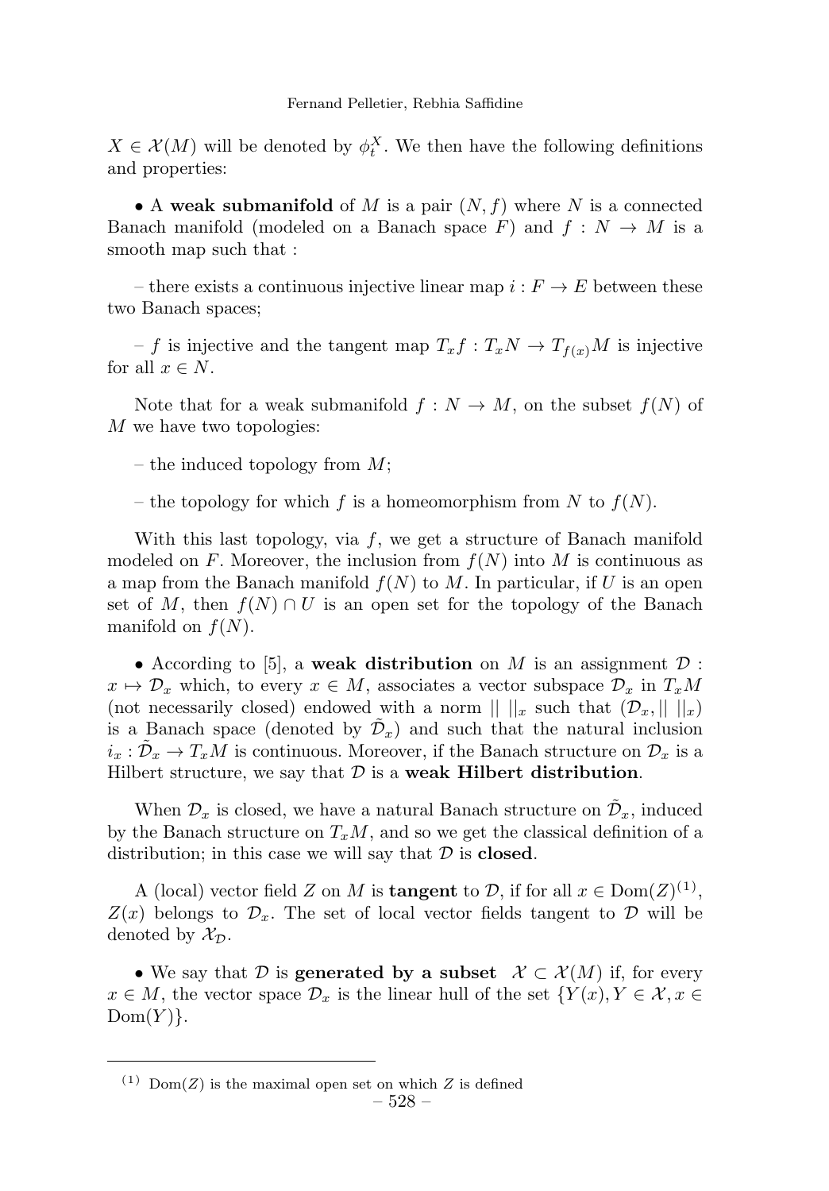$X \in \mathcal{X}(M)$ will be denoted by $\phi_t^X$. We then have the following definitions and properties:

• A **weak submanifold** of $M$ is a pair $(N, f)$ where $N$ is a connected Banach manifold (modeled on a Banach space $F$) and $f : N \to M$ is a smooth map such that :

– there exists a continuous injective linear map $i : F \to E$ between these two Banach spaces;

– $f$ is injective and the tangent map $T_x f : T_x N \to T_{f(x)} M$ is injective for all $x \in N$.

Note that for a weak submanifold $f : N \to M$, on the subset $f(N)$ of $M$ we have two topologies:

– the induced topology from $M$;

– the topology for which $f$ is a homeomorphism from $N$ to $f(N)$.

With this last topology, via $f$, we get a structure of Banach manifold modeled on $F$. Moreover, the inclusion from $f(N)$ into $M$ is continuous as a map from the Banach manifold $f(N)$ to $M$. In particular, if $U$ is an open set of $M$, then $f(N) \cap U$ is an open set for the topology of the Banach manifold on $f(N)$.

• According to [5], a **weak distribution** on $M$ is an assignment $\mathcal{D} : x \mapsto \mathcal{D}_x$ which, to every $x \in M$, associates a vector subspace $\mathcal{D}_x$ in $T_x M$ (not necessarily closed) endowed with a norm $|| \; ||_x$ such that $(\mathcal{D}_x, || \; ||_x)$ is a Banach space (denoted by $\tilde{\mathcal{D}}_x$) and such that the natural inclusion $i_x : \tilde{\mathcal{D}}_x \to T_x M$ is continuous. Moreover, if the Banach structure on $\mathcal{D}_x$ is a Hilbert structure, we say that $\mathcal{D}$ is a **weak Hilbert distribution**.

When $\mathcal{D}_x$ is closed, we have a natural Banach structure on $\tilde{\mathcal{D}}_x$, induced by the Banach structure on $T_x M$, and so we get the classical definition of a distribution; in this case we will say that $\mathcal{D}$ is **closed**.

A (local) vector field $Z$ on $M$ is **tangent** to $\mathcal{D}$, if for all $x \in \mathrm{Dom}(Z)$[(1)], $Z(x)$ belongs to $\mathcal{D}_x$. The set of local vector fields tangent to $\mathcal{D}$ will be denoted by $\mathcal{X}_{\mathcal{D}}$.

• We say that $\mathcal{D}$ is **generated by a subset** $\mathcal{X} \subset \mathcal{X}(M)$ if, for every $x \in M$, the vector space $\mathcal{D}_x$ is the linear hull of the set $\{Y(x), Y \in \mathcal{X}, x \in \mathrm{Dom}(Y)\}$.

---

[(1)] $\mathrm{Dom}(Z)$ is the maximal open set on which $Z$ is defined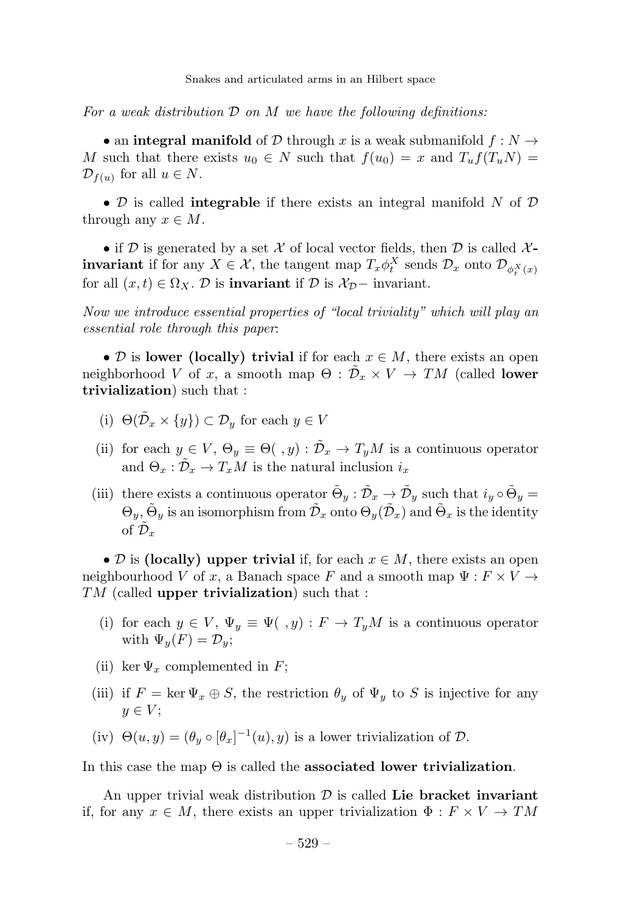*For a weak distribution $\mathcal{D}$ on $M$ we have the following definitions:*

• an **integral manifold** of $\mathcal{D}$ through $x$ is a weak submanifold $f : N \to M$ such that there exists $u_0 \in N$ such that $f(u_0) = x$ and $T_u f(T_u N) = \mathcal{D}_{f(u)}$ for all $u \in N$.

• $\mathcal{D}$ is called **integrable** if there exists an integral manifold $N$ of $\mathcal{D}$ through any $x \in M$.

• if $\mathcal{D}$ is generated by a set $\mathcal{X}$ of local vector fields, then $\mathcal{D}$ is called **$\mathcal{X}$-invariant** if for any $X \in \mathcal{X}$, the tangent map $T_x \phi_t^X$ sends $\mathcal{D}_x$ onto $\mathcal{D}_{\phi_t^X(x)}$ for all $(x,t) \in \Omega_X$. $\mathcal{D}$ is **invariant** if $\mathcal{D}$ is $\mathcal{X}_{\mathcal{D}}-$ invariant.

*Now we introduce essential properties of "local triviality" which will play an essential role through this paper*:

• $\mathcal{D}$ is **lower (locally) trivial** if for each $x \in M$, there exists an open neighborhood $V$ of $x$, a smooth map $\Theta : \tilde{\mathcal{D}}_x \times V \to TM$ (called **lower trivialization**) such that :

(i) $\Theta(\tilde{\mathcal{D}}_x \times \{y\}) \subset \mathcal{D}_y$ for each $y \in V$

(ii) for each $y \in V$, $\Theta_y \equiv \Theta(\ ,y) : \tilde{\mathcal{D}}_x \to T_y M$ is a continuous operator and $\Theta_x : \tilde{\mathcal{D}}_x \to T_x M$ is the natural inclusion $i_x$

(iii) there exists a continuous operator $\tilde{\Theta}_y : \tilde{\mathcal{D}}_x \to \tilde{\mathcal{D}}_y$ such that $i_y \circ \tilde{\Theta}_y = \Theta_y$, $\tilde{\Theta}_y$ is an isomorphism from $\tilde{\mathcal{D}}_x$ onto $\Theta_y(\tilde{\mathcal{D}}_x)$ and $\tilde{\Theta}_x$ is the identity of $\tilde{\mathcal{D}}_x$

• $\mathcal{D}$ is **(locally) upper trivial** if, for each $x \in M$, there exists an open neighbourhood $V$ of $x$, a Banach space $F$ and a smooth map $\Psi : F \times V \to TM$ (called **upper trivialization**) such that :

(i) for each $y \in V$, $\Psi_y \equiv \Psi(\ ,y) : F \to T_y M$ is a continuous operator with $\Psi_y(F) = \mathcal{D}_y$;

(ii) $\ker \Psi_x$ complemented in $F$;

(iii) if $F = \ker \Psi_x \oplus S$, the restriction $\theta_y$ of $\Psi_y$ to $S$ is injective for any $y \in V$;

(iv) $\Theta(u,y) = (\theta_y \circ [\theta_x]^{-1}(u), y)$ is a lower trivialization of $\mathcal{D}$.

In this case the map $\Theta$ is called the **associated lower trivialization**.

An upper trivial weak distribution $\mathcal{D}$ is called **Lie bracket invariant** if, for any $x \in M$, there exists an upper trivialization $\Phi : F \times V \to TM$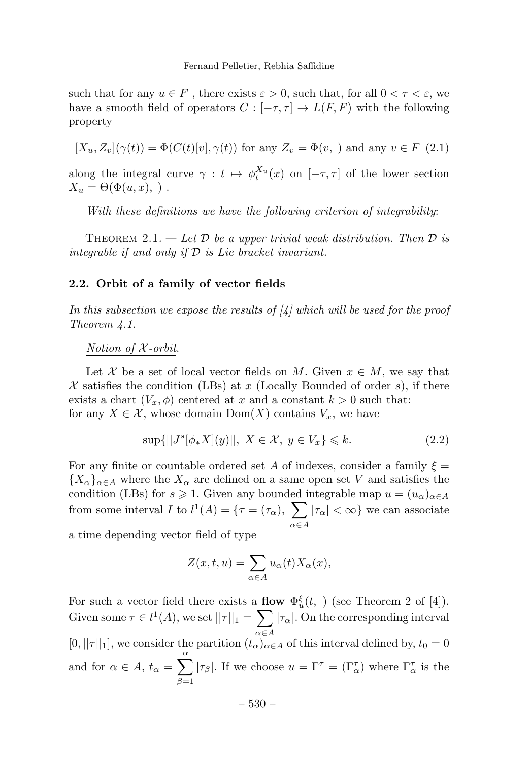such that for any $u \in F$ , there exists $\varepsilon > 0$, such that, for all $0 < \tau < \varepsilon$, we have a smooth field of operators $C : [-\tau, \tau] \to L(F, F)$ with the following property

$$[X_u, Z_v](\gamma(t)) = \Phi(C(t)[v], \gamma(t)) \text{ for any } Z_v = \Phi(v, \ ) \text{ and any } v \in F \quad (2.1)$$

along the integral curve $\gamma : t \mapsto \phi_t^{X_u}(x)$ on $[-\tau, \tau]$ of the lower section $X_u = \Theta(\Phi(u, x), \ )$ .

*With these definitions we have the following criterion of integrability*:

Theorem 2.1. — *Let $\mathcal{D}$ be a upper trivial weak distribution. Then $\mathcal{D}$ is integrable if and only if $\mathcal{D}$ is Lie bracket invariant.*

### 2.2. Orbit of a family of vector fields

*In this subsection we expose the results of [4] which will be used for the proof Theorem 4.1.*

*Notion of $\mathcal{X}$-orbit*.

Let $\mathcal{X}$ be a set of local vector fields on $M$. Given $x \in M$, we say that $\mathcal{X}$ satisfies the condition (LBs) at $x$ (Locally Bounded of order $s$), if there exists a chart $(V_x, \phi)$ centered at $x$ and a constant $k > 0$ such that: for any $X \in \mathcal{X}$, whose domain $\mathrm{Dom}(X)$ contains $V_x$, we have

$$\sup\{||J^s[\phi_* X](y)||, \ X \in \mathcal{X}, \ y \in V_x\} \leqslant k. \quad (2.2)$$

For any finite or countable ordered set $A$ of indexes, consider a family $\xi = \{X_\alpha\}_{\alpha \in A}$ where the $X_\alpha$ are defined on a same open set $V$ and satisfies the condition (LBs) for $s \geqslant 1$. Given any bounded integrable map $u = (u_\alpha)_{\alpha \in A}$ from some interval $I$ to $l^1(A) = \{\tau = (\tau_\alpha), \ \sum_{\alpha \in A} |\tau_\alpha| < \infty\}$ we can associate a time depending vector field of type

$$Z(x, t, u) = \sum_{\alpha \in A} u_\alpha(t) X_\alpha(x),$$

For such a vector field there exists a **flow** $\Phi_u^\xi(t, \ )$ (see Theorem 2 of [4]). Given some $\tau \in l^1(A)$, we set $||\tau||_1 = \sum_{\alpha \in A} |\tau_\alpha|$. On the corresponding interval $[0, ||\tau||_1]$, we consider the partition $(t_\alpha)_{\alpha \in A}$ of this interval defined by, $t_0 = 0$ and for $\alpha \in A$, $t_\alpha = \sum_{\beta=1}^{\alpha} |\tau_\beta|$. If we choose $u = \Gamma^\tau = (\Gamma_\alpha^\tau)$ where $\Gamma_\alpha^\tau$ is the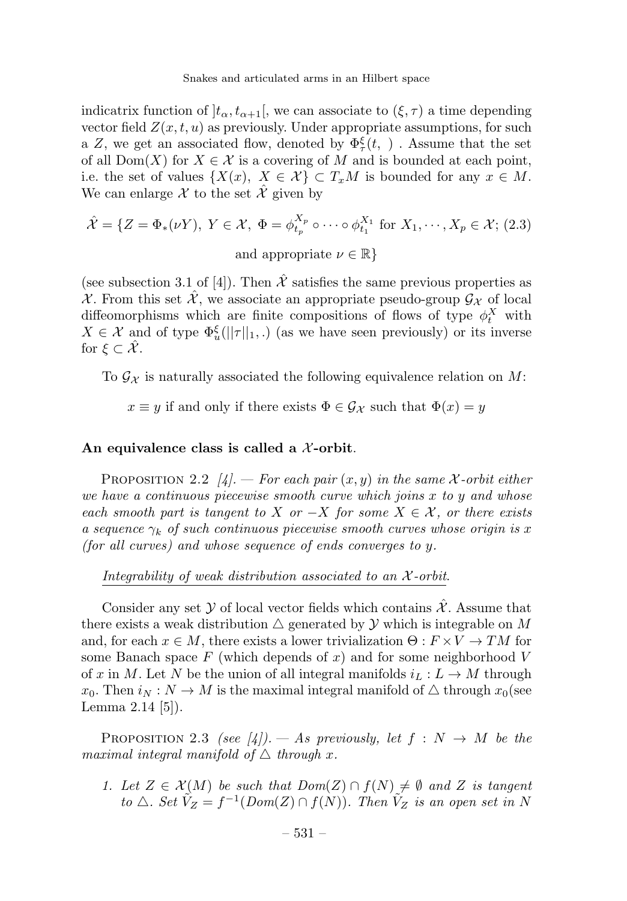indicatrix function of $]t_\alpha, t_{\alpha+1}[$, we can associate to $(\xi, \tau)$ a time depending vector field $Z(x,t,u)$ as previously. Under appropriate assumptions, for such a $Z$, we get an associated flow, denoted by $\Phi^\xi_\tau(t,\ )$ . Assume that the set of all $\mathrm{Dom}(X)$ for $X \in \mathcal{X}$ is a covering of $M$ and is bounded at each point, i.e. the set of values $\{X(x),\ X \in \mathcal{X}\} \subset T_xM$ is bounded for any $x \in M$. We can enlarge $\mathcal{X}$ to the set $\hat{\mathcal{X}}$ given by

$$\hat{\mathcal{X}} = \{Z = \Phi_*(\nu Y),\ Y \in \mathcal{X},\ \Phi = \phi^{X_p}_{t_p} \circ \cdots \circ \phi^{X_1}_{t_1} \text{ for } X_1, \cdots, X_p \in \mathcal{X}; \tag{2.3}$$
$$\text{and appropriate } \nu \in \mathbb{R}\}$$

(see subsection 3.1 of [4]). Then $\hat{\mathcal{X}}$ satisfies the same previous properties as $\mathcal{X}$. From this set $\hat{\mathcal{X}}$, we associate an appropriate pseudo-group $\mathcal{G}_{\mathcal{X}}$ of local diffeomorphisms which are finite compositions of flows of type $\phi^X_t$ with $X \in \mathcal{X}$ and of type $\Phi^\xi_u(||\tau||_1, .)$ (as we have seen previously) or its inverse for $\xi \subset \hat{\mathcal{X}}$.

To $\mathcal{G}_{\mathcal{X}}$ is naturally associated the following equivalence relation on $M$:

$x \equiv y$ if and only if there exists $\Phi \in \mathcal{G}_{\mathcal{X}}$ such that $\Phi(x) = y$

**An equivalence class is called a $\mathcal{X}$-orbit**.

Proposition 2.2 [4]. — *For each pair $(x,y)$ in the same $\mathcal{X}$-orbit either we have a continuous piecewise smooth curve which joins $x$ to $y$ and whose each smooth part is tangent to $X$ or $-X$ for some $X \in \mathcal{X}$, or there exists a sequence $\gamma_k$ of such continuous piecewise smooth curves whose origin is $x$ (for all curves) and whose sequence of ends converges to $y$.*

*Integrability of weak distribution associated to an $\mathcal{X}$-orbit.*

Consider any set $\mathcal{Y}$ of local vector fields which contains $\hat{\mathcal{X}}$. Assume that there exists a weak distribution $\triangle$ generated by $\mathcal{Y}$ which is integrable on $M$ and, for each $x \in M$, there exists a lower trivialization $\Theta : F \times V \to TM$ for some Banach space $F$ (which depends of $x$) and for some neighborhood $V$ of $x$ in $M$. Let $N$ be the union of all integral manifolds $i_L : L \to M$ through $x_0$. Then $i_N : N \to M$ is the maximal integral manifold of $\triangle$ through $x_0$(see Lemma 2.14 [5]).

Proposition 2.3 *(see [4]). — As previously, let $f : N \to M$ be the maximal integral manifold of $\triangle$ through $x$.*

1. *Let $Z \in \mathcal{X}(M)$ be such that $Dom(Z) \cap f(N) \neq \emptyset$ and $Z$ is tangent to $\triangle$. Set $\tilde{V}_Z = f^{-1}(Dom(Z) \cap f(N))$. Then $\tilde{V}_Z$ is an open set in $N$*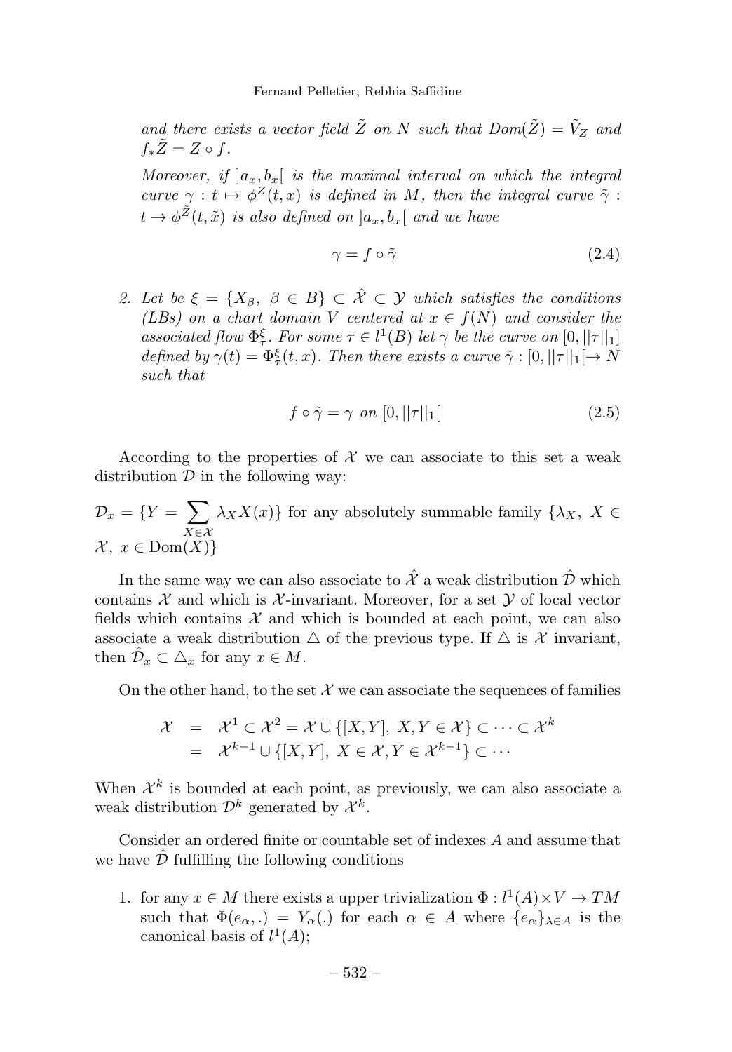*and there exists a vector field $\tilde{Z}$ on $N$ such that $Dom(\tilde{Z}) = \tilde{V}_Z$ and $f_*\tilde{Z} = Z \circ f$.*

*Moreover, if $]a_x, b_x[$ is the maximal interval on which the integral curve $\gamma : t \mapsto \phi^Z(t,x)$ is defined in $M$, then the integral curve $\tilde{\gamma} : t \to \phi^{\tilde{Z}}(t,\tilde{x})$ is also defined on $]a_x, b_x[$ and we have*

$$\gamma = f \circ \tilde{\gamma} \tag{2.4}$$

2. *Let be $\xi = \{X_\beta,\ \beta \in B\} \subset \hat{\mathcal{X}} \subset \mathcal{Y}$ which satisfies the conditions (LBs) on a chart domain $V$ centered at $x \in f(N)$ and consider the associated flow $\Phi^\xi_\tau$. For some $\tau \in l^1(B)$ let $\gamma$ be the curve on $[0, ||\tau||_1]$ defined by $\gamma(t) = \Phi^\xi_\tau(t,x)$. Then there exists a curve $\tilde{\gamma} : [0, ||\tau||_1[ \to N$ such that*

$$f \circ \tilde{\gamma} = \gamma \text{ on } [0, ||\tau||_1[ \tag{2.5}$$

According to the properties of $\mathcal{X}$ we can associate to this set a weak distribution $\mathcal{D}$ in the following way:

$\mathcal{D}_x = \{Y = \sum_{X \in \mathcal{X}} \lambda_X X(x)\}$ for any absolutely summable family $\{\lambda_X,\ X \in \mathcal{X},\ x \in \mathrm{Dom}(X)\}$

In the same way we can also associate to $\hat{\mathcal{X}}$ a weak distribution $\hat{\mathcal{D}}$ which contains $\mathcal{X}$ and which is $\mathcal{X}$-invariant. Moreover, for a set $\mathcal{Y}$ of local vector fields which contains $\mathcal{X}$ and which is bounded at each point, we can also associate a weak distribution $\triangle$ of the previous type. If $\triangle$ is $\mathcal{X}$ invariant, then $\hat{\mathcal{D}}_x \subset \triangle_x$ for any $x \in M$.

On the other hand, to the set $\mathcal{X}$ we can associate the sequences of families

$$\begin{aligned}
\mathcal{X} &= \mathcal{X}^1 \subset \mathcal{X}^2 = \mathcal{X} \cup \{[X,Y],\ X, Y \in \mathcal{X}\} \subset \cdots \subset \mathcal{X}^k \\
&= \mathcal{X}^{k-1} \cup \{[X,Y],\ X \in \mathcal{X}, Y \in \mathcal{X}^{k-1}\} \subset \cdots
\end{aligned}$$

When $\mathcal{X}^k$ is bounded at each point, as previously, we can also associate a weak distribution $\mathcal{D}^k$ generated by $\mathcal{X}^k$.

Consider an ordered finite or countable set of indexes $A$ and assume that we have $\hat{\mathcal{D}}$ fulfilling the following conditions

1. for any $x \in M$ there exists a upper trivialization $\Phi : l^1(A) \times V \to TM$ such that $\Phi(e_\alpha, .) = Y_\alpha(.)$ for each $\alpha \in A$ where $\{e_\alpha\}_{\lambda \in A}$ is the canonical basis of $l^1(A)$;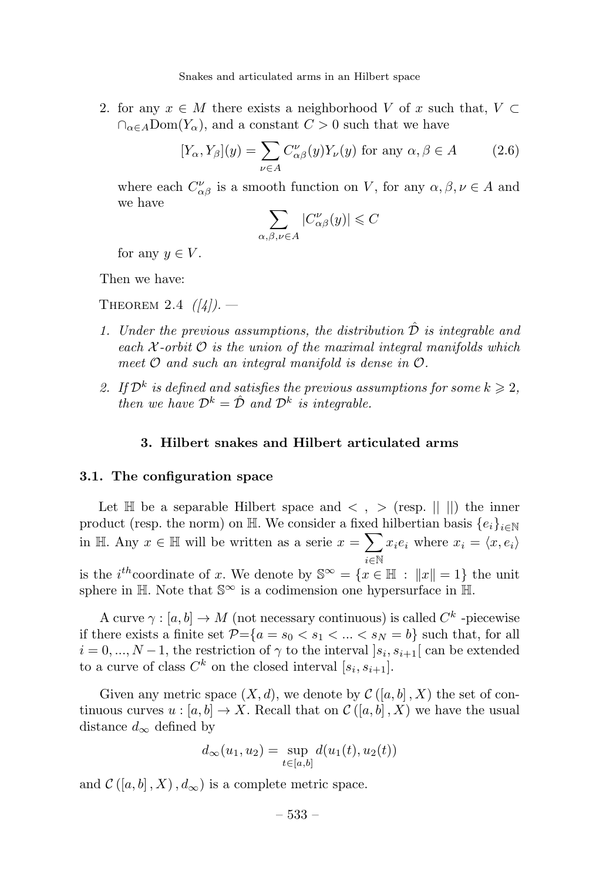2. for any $x \in M$ there exists a neighborhood $V$ of $x$ such that, $V \subset \cap_{\alpha \in A} \mathrm{Dom}(Y_\alpha)$, and a constant $C > 0$ such that we have

$$[Y_\alpha, Y_\beta](y) = \sum_{\nu \in A} C^{\nu}_{\alpha\beta}(y) Y_\nu(y) \text{ for any } \alpha, \beta \in A \tag{2.6}$$

where each $C^{\nu}_{\alpha\beta}$ is a smooth function on $V$, for any $\alpha, \beta, \nu \in A$ and we have

$$\sum_{\alpha,\beta,\nu \in A} |C^{\nu}_{\alpha\beta}(y)| \leqslant C$$

for any $y \in V$.

Then we have:

Theorem 2.4 *([4]).* —

1. *Under the previous assumptions, the distribution $\hat{\mathcal{D}}$ is integrable and each $\mathcal{X}$-orbit $\mathcal{O}$ is the union of the maximal integral manifolds which meet $\mathcal{O}$ and such an integral manifold is dense in $\mathcal{O}$.*
2. *If $\mathcal{D}^k$ is defined and satisfies the previous assumptions for some $k \geqslant 2$, then we have $\mathcal{D}^k = \hat{\mathcal{D}}$ and $\mathcal{D}^k$ is integrable.*

## 3. Hilbert snakes and Hilbert articulated arms

### 3.1. The configuration space

Let $\mathbb{H}$ be a separable Hilbert space and $< \, , \, >$ (resp. $|| \; ||$) the inner product (resp. the norm) on $\mathbb{H}$. We consider a fixed hilbertian basis $\{e_i\}_{i \in \mathbb{N}}$ in $\mathbb{H}$. Any $x \in \mathbb{H}$ will be written as a serie $x = \sum_{i \in \mathbb{N}} x_i e_i$ where $x_i = \langle x, e_i \rangle$ is the $i^{th}$coordinate of $x$. We denote by $\mathbb{S}^\infty = \{x \in \mathbb{H} \, : \, \|x\| = 1\}$ the unit sphere in $\mathbb{H}$. Note that $\mathbb{S}^\infty$ is a codimension one hypersurface in $\mathbb{H}$.

A curve $\gamma : [a, b] \to M$ (not necessary continuous) is called $C^k$ -piecewise if there exists a finite set $\mathcal{P}=\{a = s_0 < s_1 < ... < s_N = b\}$ such that, for all $i = 0, ..., N-1$, the restriction of $\gamma$ to the interval $]s_i, s_{i+1}[$ can be extended to a curve of class $C^k$ on the closed interval $[s_i, s_{i+1}]$.

Given any metric space $(X, d)$, we denote by $\mathcal{C}([a, b], X)$ the set of continuous curves $u : [a, b] \to X$. Recall that on $\mathcal{C}([a, b], X)$ we have the usual distance $d_\infty$ defined by

$$d_\infty(u_1, u_2) = \sup_{t \in [a,b]} d(u_1(t), u_2(t))$$

and $(\mathcal{C}([a, b], X), d_\infty)$ is a complete metric space.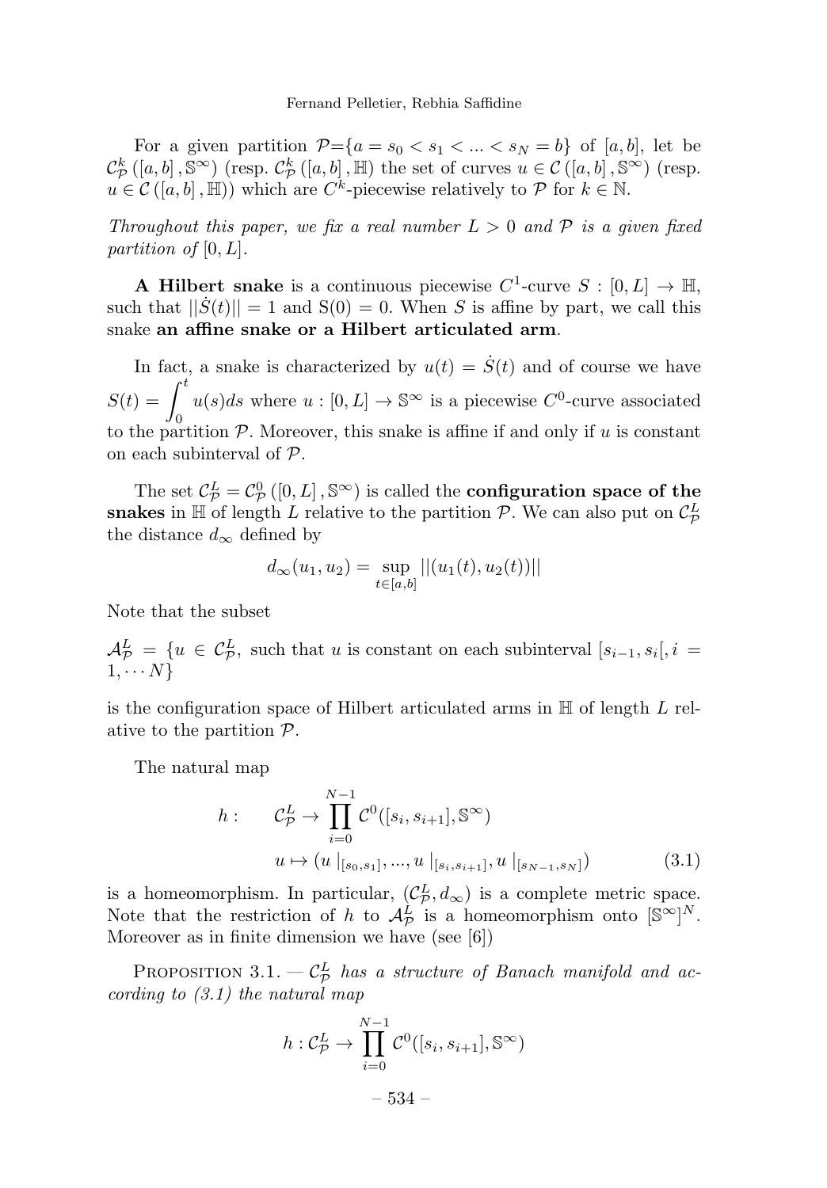For a given partition $\mathcal{P}$=$\{a = s_0 < s_1 < ... < s_N = b\}$ of $[a,b]$, let be $\mathcal{C}^k_{\mathcal{P}}([a,b], \mathbb{S}^\infty)$ (resp. $\mathcal{C}^k_{\mathcal{P}}([a,b], \mathbb{H})$ the set of curves $u \in \mathcal{C}([a,b], \mathbb{S}^\infty)$ (resp. $u \in \mathcal{C}([a,b], \mathbb{H})$) which are $C^k$-piecewise relatively to $\mathcal{P}$ for $k \in \mathbb{N}$.

*Throughout this paper, we fix a real number $L > 0$ and $\mathcal{P}$ is a given fixed partition of $[0, L]$.*

**A Hilbert snake** is a continuous piecewise $C^1$-curve $S : [0, L] \to \mathbb{H}$, such that $||\dot{S}(t)|| = 1$ and $S(0) = 0$. When $S$ is affine by part, we call this snake **an affine snake or a Hilbert articulated arm**.

In fact, a snake is characterized by $u(t) = \dot{S}(t)$ and of course we have $S(t) = \displaystyle\int_0^t u(s)ds$ where $u : [0, L] \to \mathbb{S}^\infty$ is a piecewise $C^0$-curve associated to the partition $\mathcal{P}$. Moreover, this snake is affine if and only if $u$ is constant on each subinterval of $\mathcal{P}$.

The set $\mathcal{C}^L_{\mathcal{P}} = \mathcal{C}^0_{\mathcal{P}}([0, L], \mathbb{S}^\infty)$ is called the **configuration space of the snakes** in $\mathbb{H}$ of length $L$ relative to the partition $\mathcal{P}$. We can also put on $\mathcal{C}^L_{\mathcal{P}}$ the distance $d_\infty$ defined by

$$d_\infty(u_1, u_2) = \sup_{t \in [a,b]} ||(u_1(t), u_2(t))||$$

Note that the subset

$\mathcal{A}^L_{\mathcal{P}} = \{u \in \mathcal{C}^L_{\mathcal{P}}$, such that $u$ is constant on each subinterval $[s_{i-1}, s_i[, i = 1, \cdots N\}$

is the configuration space of Hilbert articulated arms in $\mathbb{H}$ of length $L$ relative to the partition $\mathcal{P}$.

The natural map

$$\begin{aligned} h : \quad & \mathcal{C}^L_{\mathcal{P}} \to \prod_{i=0}^{N-1} \mathcal{C}^0([s_i, s_{i+1}], \mathbb{S}^\infty) \\ & u \mapsto (u\,|_{[s_0,s_1]}, ..., u\,|_{[s_i,s_{i+1}]}, u\,|_{[s_{N-1},s_N]}) \end{aligned} \tag{3.1}$$

is a homeomorphism. In particular, $(\mathcal{C}^L_{\mathcal{P}}, d_\infty)$ is a complete metric space. Note that the restriction of $h$ to $\mathcal{A}^L_{\mathcal{P}}$ is a homeomorphism onto $[\mathbb{S}^\infty]^N$. Moreover as in finite dimension we have (see [6])

Proposition 3.1. — *$\mathcal{C}^L_{\mathcal{P}}$ has a structure of Banach manifold and according to (3.1) the natural map*

$$h : \mathcal{C}^L_{\mathcal{P}} \to \prod_{i=0}^{N-1} \mathcal{C}^0([s_i, s_{i+1}], \mathbb{S}^\infty)$$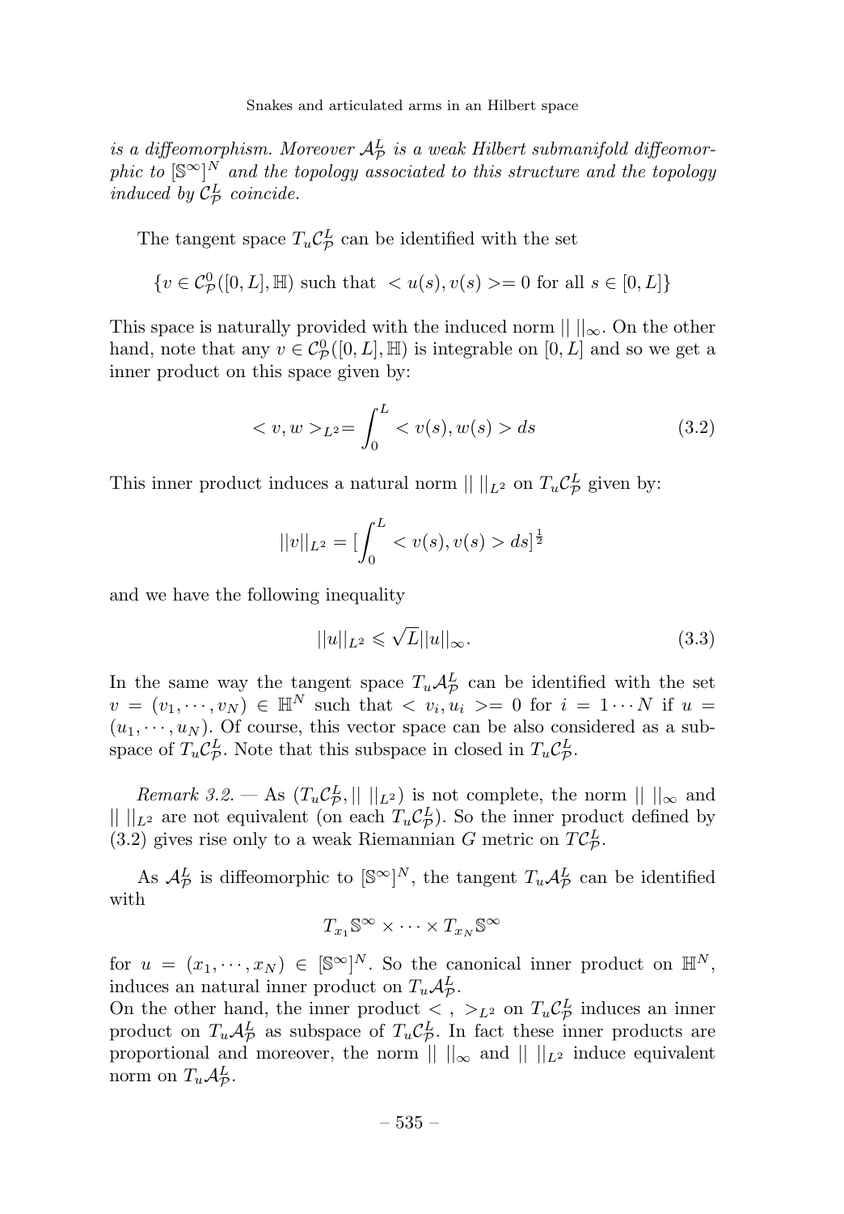*is a diffeomorphism. Moreover $\mathcal{A}^L_{\mathcal{P}}$ is a weak Hilbert submanifold diffeomorphic to $[\mathbb{S}^\infty]^N$ and the topology associated to this structure and the topology induced by $\mathcal{C}^L_{\mathcal{P}}$ coincide.*

The tangent space $T_u\mathcal{C}^L_{\mathcal{P}}$ can be identified with the set

$$\{v \in \mathcal{C}^0_{\mathcal{P}}([0,L],\mathbb{H}) \text{ such that } <u(s),v(s)>=0 \text{ for all } s \in [0,L]\}$$

This space is naturally provided with the induced norm $||\ ||_\infty$. On the other hand, note that any $v \in \mathcal{C}^0_{\mathcal{P}}([0,L],\mathbb{H})$ is integrable on $[0,L]$ and so we get a inner product on this space given by:

$$<v,w>_{L^2}=\int_0^L <v(s),w(s)>ds \tag{3.2}$$

This inner product induces a natural norm $||\ ||_{L^2}$ on $T_u\mathcal{C}^L_{\mathcal{P}}$ given by:

$$||v||_{L^2}=[\int_0^L <v(s),v(s)>ds]^{\frac{1}{2}}$$

and we have the following inequality

$$||u||_{L^2} \leqslant \sqrt{L}||u||_\infty. \tag{3.3}$$

In the same way the tangent space $T_u\mathcal{A}^L_{\mathcal{P}}$ can be identified with the set $v=(v_1,\cdots,v_N) \in \mathbb{H}^N$ such that $<v_i,u_i>=0$ for $i=1\cdots N$ if $u=(u_1,\cdots,u_N)$. Of course, this vector space can be also considered as a subspace of $T_u\mathcal{C}^L_{\mathcal{P}}$. Note that this subspace in closed in $T_u\mathcal{C}^L_{\mathcal{P}}$.

*Remark 3.2.* — As $(T_u\mathcal{C}^L_{\mathcal{P}},||\ ||_{L^2})$ is not complete, the norm $||\ ||_\infty$ and $||\ ||_{L^2}$ are not equivalent (on each $T_u\mathcal{C}^L_{\mathcal{P}}$). So the inner product defined by (3.2) gives rise only to a weak Riemannian $G$ metric on $T\mathcal{C}^L_{\mathcal{P}}$.

As $\mathcal{A}^L_{\mathcal{P}}$ is diffeomorphic to $[\mathbb{S}^\infty]^N$, the tangent $T_u\mathcal{A}^L_{\mathcal{P}}$ can be identified with

$$T_{x_1}\mathbb{S}^\infty \times \cdots \times T_{x_N}\mathbb{S}^\infty$$

for $u=(x_1,\cdots,x_N) \in [\mathbb{S}^\infty]^N$. So the canonical inner product on $\mathbb{H}^N$, induces an natural inner product on $T_u\mathcal{A}^L_{\mathcal{P}}$.
On the other hand, the inner product $<\ ,\ >_{L^2}$ on $T_u\mathcal{C}^L_{\mathcal{P}}$ induces an inner product on $T_u\mathcal{A}^L_{\mathcal{P}}$ as subspace of $T_u\mathcal{C}^L_{\mathcal{P}}$. In fact these inner products are proportional and moreover, the norm $||\ ||_\infty$ and $||\ ||_{L^2}$ induce equivalent norm on $T_u\mathcal{A}^L_{\mathcal{P}}$.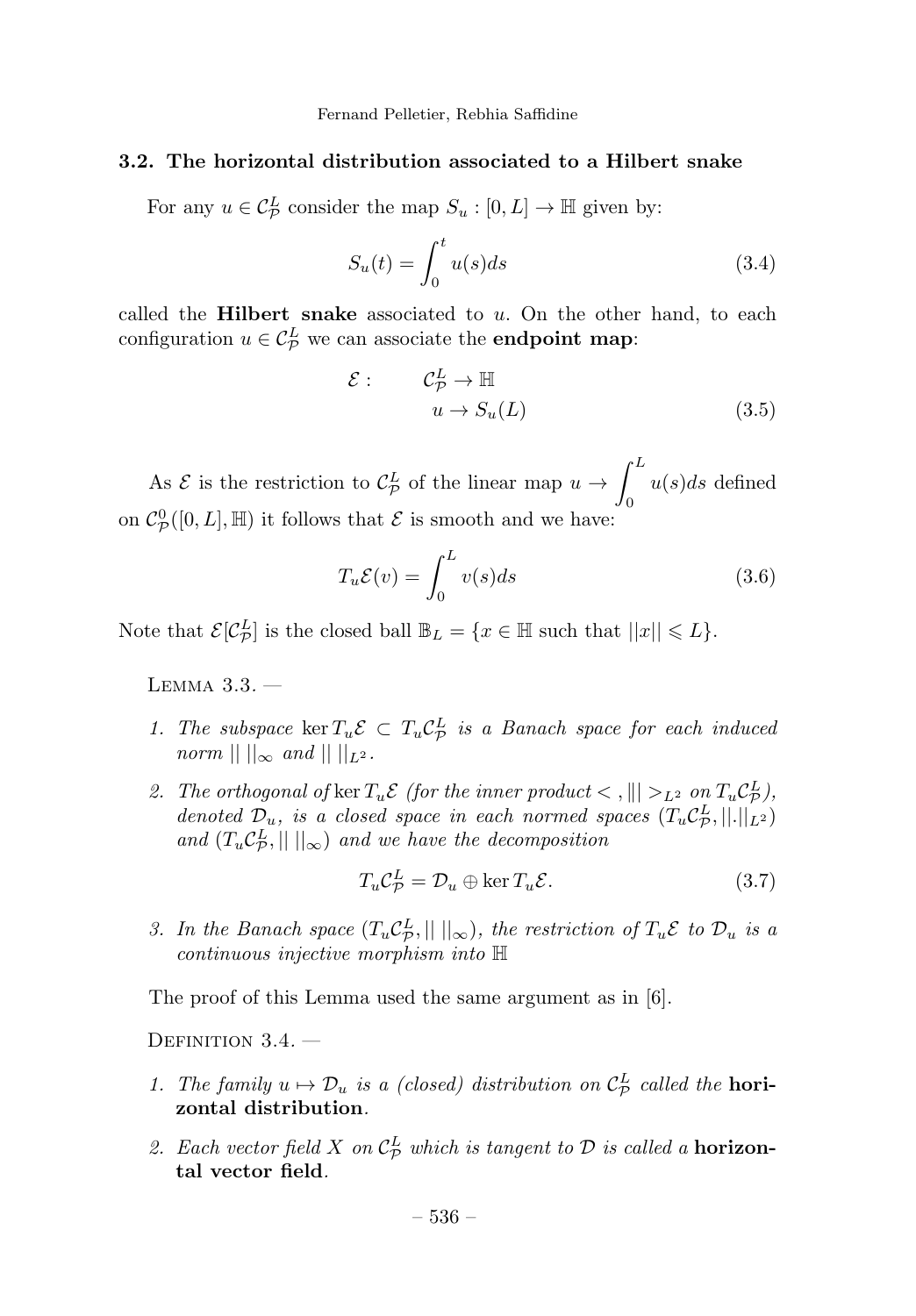### 3.2. The horizontal distribution associated to a Hilbert snake

For any $u \in \mathcal{C}^L_{\mathcal{P}}$ consider the map $S_u : [0, L] \to \mathbb{H}$ given by:

$$S_u(t) = \int_0^t u(s)ds \tag{3.4}$$

called the **Hilbert snake** associated to $u$. On the other hand, to each configuration $u \in \mathcal{C}^L_{\mathcal{P}}$ we can associate the **endpoint map**:

$$\begin{aligned} \mathcal{E} : \qquad & \mathcal{C}^L_{\mathcal{P}} \to \mathbb{H} \\ & u \to S_u(L) \end{aligned} \tag{3.5}$$

As $\mathcal{E}$ is the restriction to $\mathcal{C}^L_{\mathcal{P}}$ of the linear map $u \to \displaystyle\int_0^L u(s)ds$ defined on $\mathcal{C}^0_{\mathcal{P}}([0, L], \mathbb{H})$ it follows that $\mathcal{E}$ is smooth and we have:

$$T_u\mathcal{E}(v) = \int_0^L v(s)ds \tag{3.6}$$

Note that $\mathcal{E}[\mathcal{C}^L_{\mathcal{P}}]$ is the closed ball $\mathbb{B}_L = \{x \in \mathbb{H} \text{ such that } ||x|| \leqslant L\}$.

Lemma 3.3. —

1. *The subspace* $\ker T_u\mathcal{E} \subset T_u\mathcal{C}^L_{\mathcal{P}}$ *is a Banach space for each induced norm* $|| \; ||_\infty$ *and* $|| \; ||_{L^2}$.
2. *The orthogonal of* $\ker T_u\mathcal{E}$ *(for the inner product* $< , ||| >_{L^2}$ *on* $T_u\mathcal{C}^L_{\mathcal{P}}$*), denoted* $\mathcal{D}_u$*, is a closed space in each normed spaces* $(T_u\mathcal{C}^L_{\mathcal{P}}, ||.||_{L^2})$ *and* $(T_u\mathcal{C}^L_{\mathcal{P}}, || \; ||_\infty)$ *and we have the decomposition*

$$T_u\mathcal{C}^L_{\mathcal{P}} = \mathcal{D}_u \oplus \ker T_u\mathcal{E}. \tag{3.7}$$

3. *In the Banach space* $(T_u\mathcal{C}^L_{\mathcal{P}}, || \; ||_\infty)$*, the restriction of* $T_u\mathcal{E}$ *to* $\mathcal{D}_u$ *is a continuous injective morphism into* $\mathbb{H}$

The proof of this Lemma used the same argument as in [6].

Definition 3.4. —

1. *The family* $u \mapsto \mathcal{D}_u$ *is a (closed) distribution on* $\mathcal{C}^L_{\mathcal{P}}$ *called the* **horizontal distribution**.
2. *Each vector field* $X$ *on* $\mathcal{C}^L_{\mathcal{P}}$ *which is tangent to* $\mathcal{D}$ *is called a* **horizontal vector field**.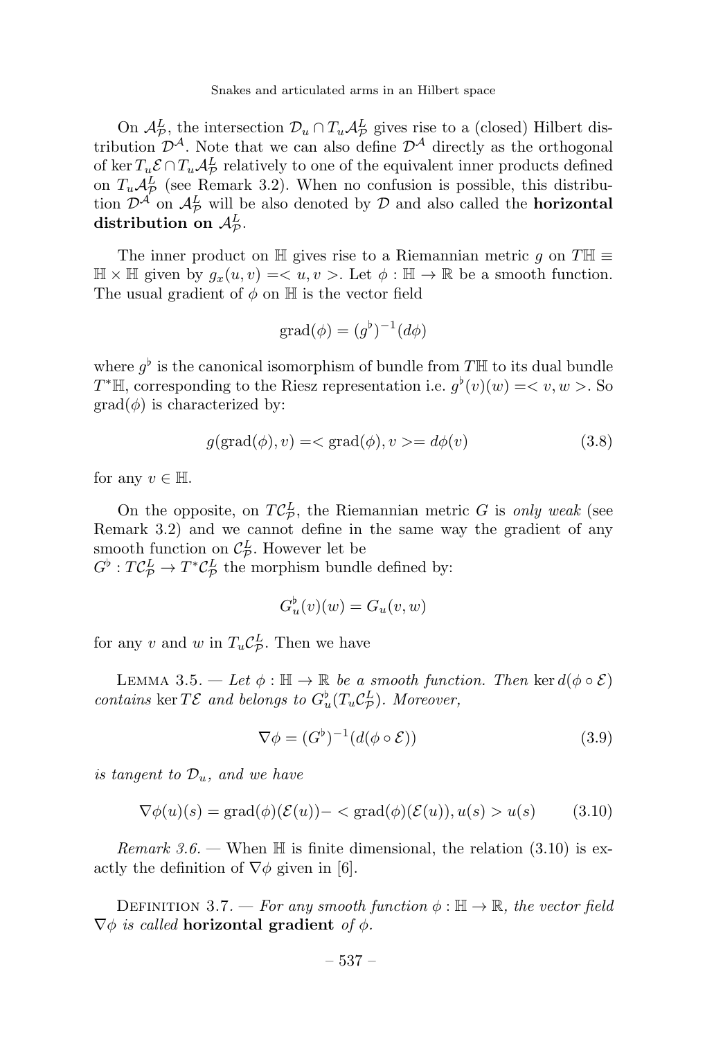On $\mathcal{A}^L_{\mathcal{P}}$, the intersection $\mathcal{D}_u \cap T_u\mathcal{A}^L_{\mathcal{P}}$ gives rise to a (closed) Hilbert distribution $\mathcal{D}^{\mathcal{A}}$. Note that we can also define $\mathcal{D}^{\mathcal{A}}$ directly as the orthogonal of $\ker T_u\mathcal{E} \cap T_u\mathcal{A}^L_{\mathcal{P}}$ relatively to one of the equivalent inner products defined on $T_u\mathcal{A}^L_{\mathcal{P}}$ (see Remark 3.2). When no confusion is possible, this distribution $\mathcal{D}^{\mathcal{A}}$ on $\mathcal{A}^L_{\mathcal{P}}$ will be also denoted by $\mathcal{D}$ and also called the **horizontal distribution on** $\mathcal{A}^L_{\mathcal{P}}$.

The inner product on $\mathbb{H}$ gives rise to a Riemannian metric $g$ on $T\mathbb{H} \equiv \mathbb{H} \times \mathbb{H}$ given by $g_x(u, v) = < u, v >$. Let $\phi : \mathbb{H} \to \mathbb{R}$ be a smooth function. The usual gradient of $\phi$ on $\mathbb{H}$ is the vector field

$$\mathrm{grad}(\phi) = (g^\flat)^{-1}(d\phi)$$

where $g^\flat$ is the canonical isomorphism of bundle from $T\mathbb{H}$ to its dual bundle $T^*\mathbb{H}$, corresponding to the Riesz representation i.e. $g^\flat(v)(w) = < v, w >$. So $\mathrm{grad}(\phi)$ is characterized by:

$$g(\mathrm{grad}(\phi), v) = < \mathrm{grad}(\phi), v > = d\phi(v) \tag{3.8}$$

for any $v \in \mathbb{H}$.

On the opposite, on $T\mathcal{C}^L_{\mathcal{P}}$, the Riemannian metric $G$ is *only weak* (see Remark 3.2) and we cannot define in the same way the gradient of any smooth function on $\mathcal{C}^L_{\mathcal{P}}$. However let be
$G^\flat : T\mathcal{C}^L_{\mathcal{P}} \to T^*\mathcal{C}^L_{\mathcal{P}}$ the morphism bundle defined by:

$$G^\flat_u(v)(w) = G_u(v, w)$$

for any $v$ and $w$ in $T_u\mathcal{C}^L_{\mathcal{P}}$. Then we have

Lemma 3.5. — *Let $\phi : \mathbb{H} \to \mathbb{R}$ be a smooth function. Then* $\ker d(\phi \circ \mathcal{E})$ *contains* $\ker T\mathcal{E}$ *and belongs to* $G^\flat_u(T_u\mathcal{C}^L_{\mathcal{P}})$*. Moreover,*

$$\nabla\phi = (G^\flat)^{-1}(d(\phi \circ \mathcal{E})) \tag{3.9}$$

*is tangent to* $\mathcal{D}_u$*, and we have*

$$\nabla\phi(u)(s) = \mathrm{grad}(\phi)(\mathcal{E}(u)) - < \mathrm{grad}(\phi)(\mathcal{E}(u)), u(s) > u(s) \tag{3.10}$$

*Remark 3.6.* — When $\mathbb{H}$ is finite dimensional, the relation (3.10) is exactly the definition of $\nabla\phi$ given in [6].

Definition 3.7. — *For any smooth function $\phi : \mathbb{H} \to \mathbb{R}$, the vector field $\nabla\phi$ is called* **horizontal gradient** *of $\phi$.*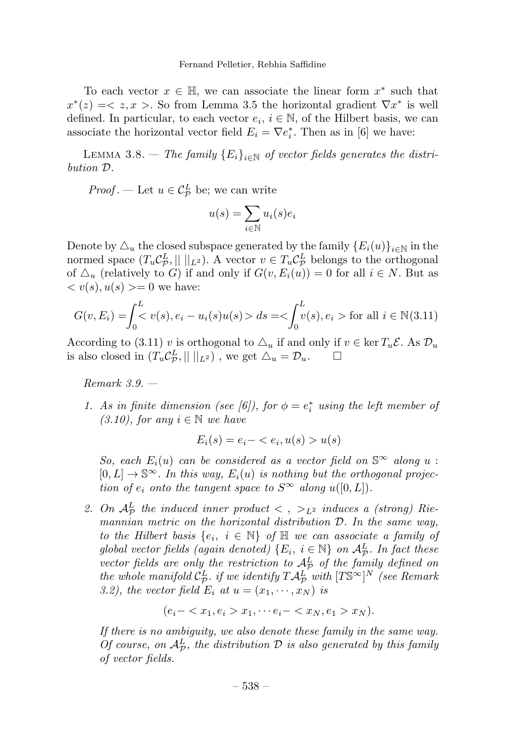To each vector $x \in \mathbb{H}$, we can associate the linear form $x^*$ such that $x^*(z) =< z, x >$. So from Lemma 3.5 the horizontal gradient $\nabla x^*$ is well defined. In particular, to each vector $e_i$, $i \in \mathbb{N}$, of the Hilbert basis, we can associate the horizontal vector field $E_i = \nabla e_i^*$. Then as in [6] we have:

Lemma 3.8. — *The family $\{E_i\}_{i\in\mathbb{N}}$ of vector fields generates the distribution $\mathcal{D}$.*

*Proof.* — Let $u \in \mathcal{C}^L_{\mathcal{P}}$ be; we can write

$$u(s) = \sum_{i\in\mathbb{N}} u_i(s)e_i$$

Denote by $\triangle_u$ the closed subspace generated by the family $\{E_i(u)\}_{i\in\mathbb{N}}$ in the normed space $(T_u\mathcal{C}^L_{\mathcal{P}}, || \, ||_{L^2})$. A vector $v \in T_u\mathcal{C}^L_{\mathcal{P}}$ belongs to the orthogonal of $\triangle_u$ (relatively to $G$) if and only if $G(v, E_i(u)) = 0$ for all $i \in N$. But as $< v(s), u(s) >= 0$ we have:

$$G(v, E_i) = \int_0^L < v(s), e_i - u_i(s)u(s) > ds = < \int_0^L v(s), e_i > \text{ for all } i \in \mathbb{N} \quad (3.11)$$

According to (3.11) $v$ is orthogonal to $\triangle_u$ if and only if $v \in \ker T_u\mathcal{E}$. As $\mathcal{D}_u$ is also closed in $(T_u\mathcal{C}^L_{\mathcal{P}}, || \, ||_{L^2})$ , we get $\triangle_u = \mathcal{D}_u$. □

*Remark 3.9.* —

1. *As in finite dimension (see [6]), for $\phi = e_i^*$ using the left member of (3.10), for any $i \in \mathbb{N}$ we have*

   $$E_i(s) = e_i - < e_i, u(s) > u(s)$$

   *So, each $E_i(u)$ can be considered as a vector field on $\mathbb{S}^\infty$ along $u : [0, L] \to \mathbb{S}^\infty$. In this way, $E_i(u)$ is nothing but the orthogonal projection of $e_i$ onto the tangent space to $S^\infty$ along $u([0, L])$.*

2. *On $\mathcal{A}^L_{\mathcal{P}}$ the induced inner product $< \, , \, >_{L^2}$ induces a (strong) Riemannian metric on the horizontal distribution $\mathcal{D}$. In the same way, to the Hilbert basis $\{e_i, \ i \in \mathbb{N}\}$ of $\mathbb{H}$ we can associate a family of global vector fields (again denoted) $\{E_i, \ i \in \mathbb{N}\}$ on $\mathcal{A}^L_{\mathcal{P}}$. In fact these vector fields are only the restriction to $\mathcal{A}^L_{\mathcal{P}}$ of the family defined on the whole manifold $\mathcal{C}^L_{\mathcal{P}}$. if we identify $T\mathcal{A}^L_{\mathcal{P}}$ with $[T\mathbb{S}^\infty]^N$ (see Remark 3.2), the vector field $E_i$ at $u = (x_1, \cdots, x_N)$ is*

   $$(e_i - < x_1, e_i > x_1, \cdots e_i - < x_N, e_1 > x_N).$$

   *If there is no ambiguity, we also denote these family in the same way. Of course, on $\mathcal{A}^L_{\mathcal{P}}$, the distribution $\mathcal{D}$ is also generated by this family of vector fields.*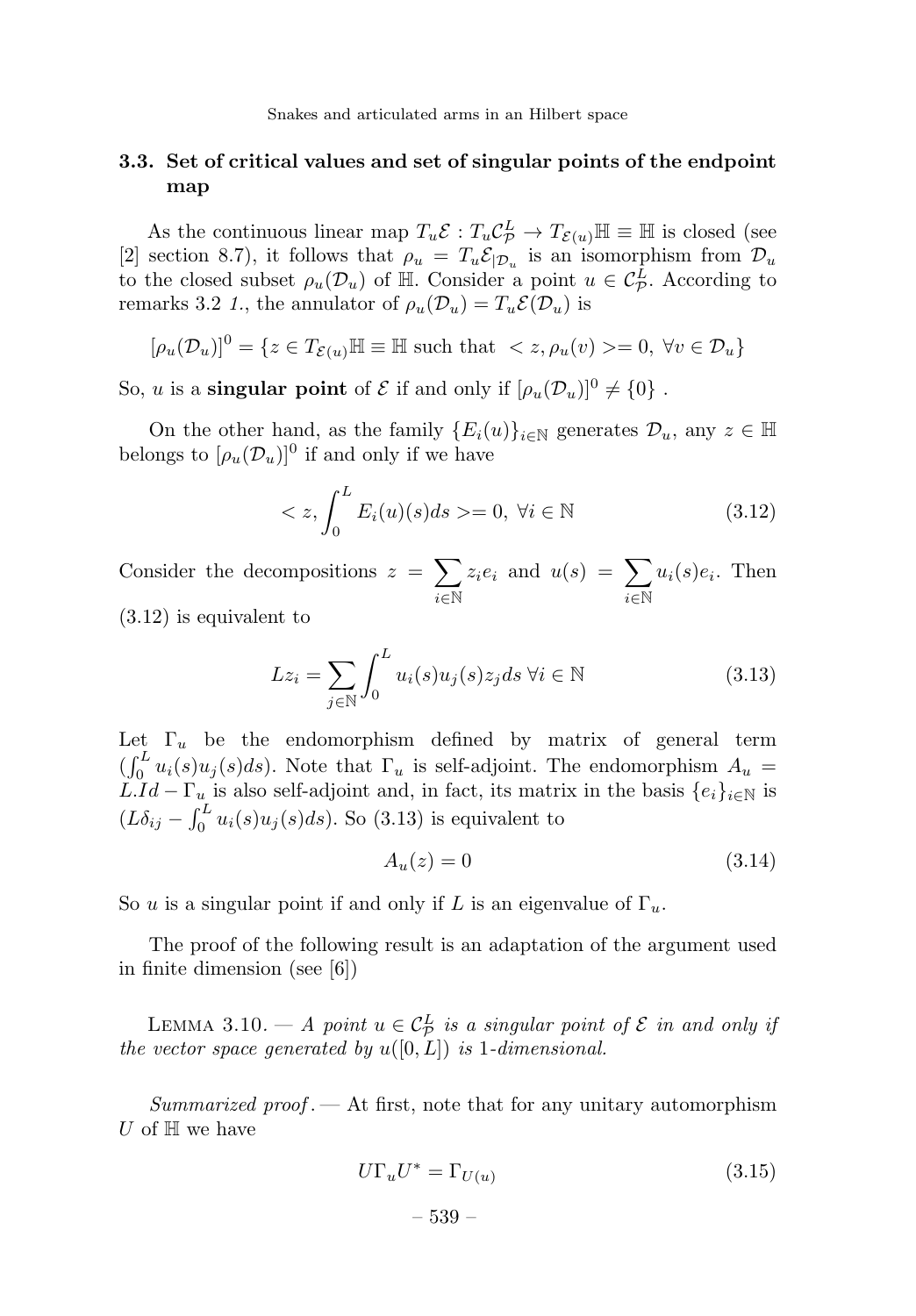### 3.3. Set of critical values and set of singular points of the endpoint map

As the continuous linear map $T_u\mathcal{E} : T_u\mathcal{C}^L_{\mathcal{P}} \to T_{\mathcal{E}(u)}\mathbb{H} \equiv \mathbb{H}$ is closed (see [2] section 8.7), it follows that $\rho_u = T_u\mathcal{E}_{|\mathcal{D}_u}$ is an isomorphism from $\mathcal{D}_u$ to the closed subset $\rho_u(\mathcal{D}_u)$ of $\mathbb{H}$. Consider a point $u \in \mathcal{C}^L_{\mathcal{P}}$. According to remarks 3.2 *1.*, the annulator of $\rho_u(\mathcal{D}_u) = T_u\mathcal{E}(\mathcal{D}_u)$ is

$$[\rho_u(\mathcal{D}_u)]^0 = \{z \in T_{\mathcal{E}(u)}\mathbb{H} \equiv \mathbb{H} \text{ such that } < z, \rho_u(v) >= 0, \ \forall v \in \mathcal{D}_u\}$$

So, $u$ is a **singular point** of $\mathcal{E}$ if and only if $[\rho_u(\mathcal{D}_u)]^0 \neq \{0\}$ .

On the other hand, as the family $\{E_i(u)\}_{i\in\mathbb{N}}$ generates $\mathcal{D}_u$, any $z \in \mathbb{H}$ belongs to $[\rho_u(\mathcal{D}_u)]^0$ if and only if we have

$$< z, \int_0^L E_i(u)(s)ds >= 0, \ \forall i \in \mathbb{N} \tag{3.12}$$

Consider the decompositions $z = \sum_{i\in\mathbb{N}} z_i e_i$ and $u(s) = \sum_{i\in\mathbb{N}} u_i(s)e_i$. Then (3.12) is equivalent to

$$Lz_i = \sum_{j\in\mathbb{N}} \int_0^L u_i(s)u_j(s)z_j ds \ \forall i \in \mathbb{N} \tag{3.13}$$

Let $\Gamma_u$ be the endomorphism defined by matrix of general term $(\int_0^L u_i(s)u_j(s)ds)$. Note that $\Gamma_u$ is self-adjoint. The endomorphism $A_u = L.Id - \Gamma_u$ is also self-adjoint and, in fact, its matrix in the basis $\{e_i\}_{i\in\mathbb{N}}$ is $(L\delta_{ij} - \int_0^L u_i(s)u_j(s)ds)$. So (3.13) is equivalent to

$$A_u(z) = 0 \tag{3.14}$$

So $u$ is a singular point if and only if $L$ is an eigenvalue of $\Gamma_u$.

The proof of the following result is an adaptation of the argument used in finite dimension (see [6])

LEMMA 3.10. — *A point $u \in \mathcal{C}^L_{\mathcal{P}}$ is a singular point of $\mathcal{E}$ in and only if the vector space generated by $u([0, L])$ is 1-dimensional.*

*Summarized proof*. — At first, note that for any unitary automorphism $U$ of $\mathbb{H}$ we have

$$U\Gamma_u U^* = \Gamma_{U(u)} \tag{3.15}$$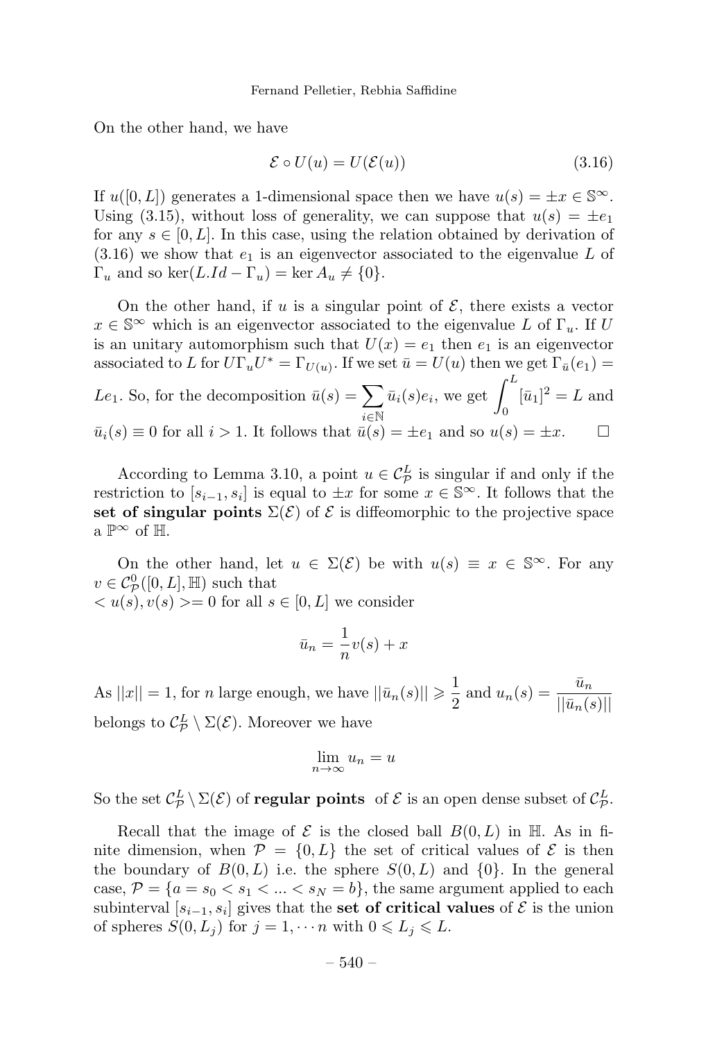On the other hand, we have

$$\mathcal{E} \circ U(u) = U(\mathcal{E}(u)) \tag{3.16}$$

If $u([0, L])$ generates a 1-dimensional space then we have $u(s) = \pm x \in \mathbb{S}^\infty$. Using (3.15), without loss of generality, we can suppose that $u(s) = \pm e_1$ for any $s \in [0, L]$. In this case, using the relation obtained by derivation of (3.16) we show that $e_1$ is an eigenvector associated to the eigenvalue $L$ of $\Gamma_u$ and so $\ker(L.Id - \Gamma_u) = \ker A_u \neq \{0\}$.

On the other hand, if $u$ is a singular point of $\mathcal{E}$, there exists a vector $x \in \mathbb{S}^\infty$ which is an eigenvector associated to the eigenvalue $L$ of $\Gamma_u$. If $U$ is an unitary automorphism such that $U(x) = e_1$ then $e_1$ is an eigenvector associated to $L$ for $U \Gamma_u U^* = \Gamma_{U(u)}$. If we set $\bar{u} = U(u)$ then we get $\Gamma_{\bar{u}}(e_1) = Le_1$. So, for the decomposition $\bar{u}(s) = \displaystyle\sum_{i \in \mathbb{N}} \bar{u}_i(s) e_i$, we get $\displaystyle\int_0^L [\bar{u}_1]^2 = L$ and $\bar{u}_i(s) \equiv 0$ for all $i > 1$. It follows that $\bar{u}(s) = \pm e_1$ and so $u(s) = \pm x$. $\square$

According to Lemma 3.10, a point $u \in \mathcal{C}^L_{\mathcal{P}}$ is singular if and only if the restriction to $[s_{i-1}, s_i]$ is equal to $\pm x$ for some $x \in \mathbb{S}^\infty$. It follows that the **set of singular points** $\Sigma(\mathcal{E})$ of $\mathcal{E}$ is diffeomorphic to the projective space a $\mathbb{P}^\infty$ of $\mathbb{H}$.

On the other hand, let $u \in \Sigma(\mathcal{E})$ be with $u(s) \equiv x \in \mathbb{S}^\infty$. For any $v \in \mathcal{C}^0_{\mathcal{P}}([0, L], \mathbb{H})$ such that
$< u(s), v(s) >= 0$ for all $s \in [0, L]$ we consider

$$\bar{u}_n = \frac{1}{n} v(s) + x$$

As $||x|| = 1$, for $n$ large enough, we have $||\bar{u}_n(s)|| \geqslant \dfrac{1}{2}$ and $u_n(s) = \dfrac{\bar{u}_n}{||\bar{u}_n(s)||}$ belongs to $\mathcal{C}^L_{\mathcal{P}} \setminus \Sigma(\mathcal{E})$. Moreover we have

$$\lim_{n \to \infty} u_n = u$$

So the set $\mathcal{C}^L_{\mathcal{P}} \setminus \Sigma(\mathcal{E})$ of **regular points** of $\mathcal{E}$ is an open dense subset of $\mathcal{C}^L_{\mathcal{P}}$.

Recall that the image of $\mathcal{E}$ is the closed ball $B(0, L)$ in $\mathbb{H}$. As in finite dimension, when $\mathcal{P} = \{0, L\}$ the set of critical values of $\mathcal{E}$ is then the boundary of $B(0, L)$ i.e. the sphere $S(0, L)$ and $\{0\}$. In the general case, $\mathcal{P} = \{a = s_0 < s_1 < ... < s_N = b\}$, the same argument applied to each subinterval $[s_{i-1}, s_i]$ gives that the **set of critical values** of $\mathcal{E}$ is the union of spheres $S(0, L_j)$ for $j = 1, \cdots n$ with $0 \leqslant L_j \leqslant L$.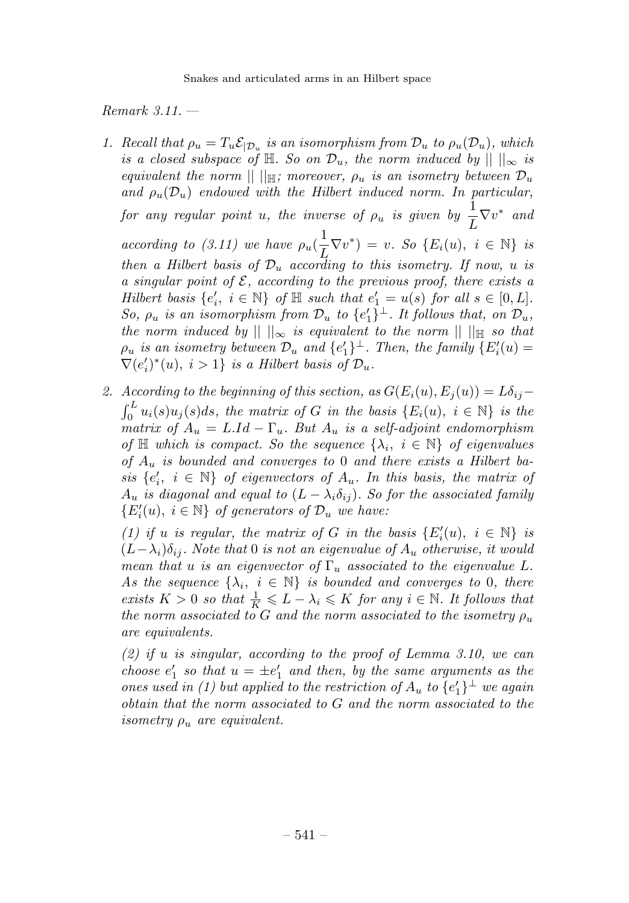*Remark 3.11. —*

1. *Recall that $\rho_u = T_u\mathcal{E}_{|\mathcal{D}_u}$ is an isomorphism from $\mathcal{D}_u$ to $\rho_u(\mathcal{D}_u)$, which is a closed subspace of $\mathbb{H}$. So on $\mathcal{D}_u$, the norm induced by $|| \,||_\infty$ is equivalent the norm $|| \,||_{\mathbb{H}}$; moreover, $\rho_u$ is an isometry between $\mathcal{D}_u$ and $\rho_u(\mathcal{D}_u)$ endowed with the Hilbert induced norm. In particular, for any regular point $u$, the inverse of $\rho_u$ is given by $\dfrac{1}{L}\nabla v^*$ and according to (3.11) we have $\rho_u(\dfrac{1}{L}\nabla v^*) = v$. So $\{E_i(u),\ i \in \mathbb{N}\}$ is then a Hilbert basis of $\mathcal{D}_u$ according to this isometry. If now, $u$ is a singular point of $\mathcal{E}$, according to the previous proof, there exists a Hilbert basis $\{e'_i,\ i \in \mathbb{N}\}$ of $\mathbb{H}$ such that $e'_1 = u(s)$ for all $s \in [0, L]$. So, $\rho_u$ is an isomorphism from $\mathcal{D}_u$ to $\{e'_1\}^\perp$. It follows that, on $\mathcal{D}_u$, the norm induced by $|| \,||_\infty$ is equivalent to the norm $|| \,||_{\mathbb{H}}$ so that $\rho_u$ is an isometry between $\mathcal{D}_u$ and $\{e'_1\}^\perp$. Then, the family $\{E'_i(u) = \nabla(e'_i)^*(u),\ i > 1\}$ is a Hilbert basis of $\mathcal{D}_u$.*

2. *According to the beginning of this section, as $G(E_i(u), E_j(u)) = L\delta_{ij} - \int_0^L u_i(s)u_j(s)ds$, the matrix of $G$ in the basis $\{E_i(u),\ i \in \mathbb{N}\}$ is the matrix of $A_u = L.Id - \Gamma_u$. But $A_u$ is a self-adjoint endomorphism of $\mathbb{H}$ which is compact. So the sequence $\{\lambda_i,\ i \in \mathbb{N}\}$ of eigenvalues of $A_u$ is bounded and converges to $0$ and there exists a Hilbert basis $\{e'_i,\ i \in \mathbb{N}\}$ of eigenvectors of $A_u$. In this basis, the matrix of $A_u$ is diagonal and equal to $(L - \lambda_i\delta_{ij})$. So for the associated family $\{E'_i(u),\ i \in \mathbb{N}\}$ of generators of $\mathcal{D}_u$ we have:*

   *(1) if $u$ is regular, the matrix of $G$ in the basis $\{E'_i(u),\ i \in \mathbb{N}\}$ is $(L-\lambda_i)\delta_{ij}$. Note that $0$ is not an eigenvalue of $A_u$ otherwise, it would mean that $u$ is an eigenvector of $\Gamma_u$ associated to the eigenvalue $L$. As the sequence $\{\lambda_i,\ i \in \mathbb{N}\}$ is bounded and converges to $0$, there exists $K > 0$ so that $\frac{1}{K} \leqslant L - \lambda_i \leqslant K$ for any $i \in \mathbb{N}$. It follows that the norm associated to $G$ and the norm associated to the isometry $\rho_u$ are equivalents.*

   *(2) if $u$ is singular, according to the proof of Lemma 3.10, we can choose $e'_1$ so that $u = \pm e'_1$ and then, by the same arguments as the ones used in (1) but applied to the restriction of $A_u$ to $\{e'_1\}^\perp$ we again obtain that the norm associated to $G$ and the norm associated to the isometry $\rho_u$ are equivalent.*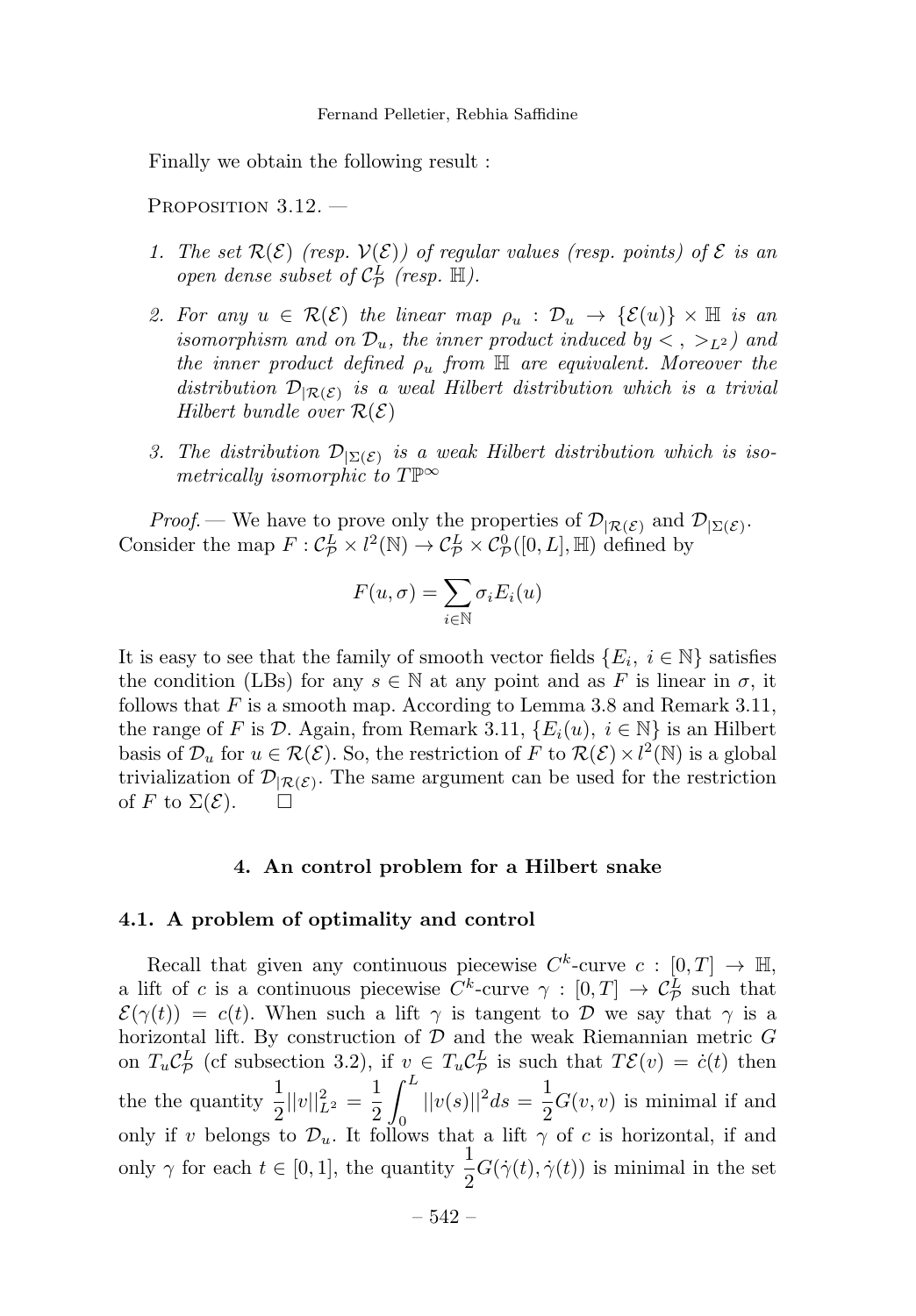Finally we obtain the following result :

Proposition 3.12. —

1. *The set $\mathcal{R}(\mathcal{E})$ (resp. $\mathcal{V}(\mathcal{E})$) of regular values (resp. points) of $\mathcal{E}$ is an open dense subset of $\mathcal{C}^L_\mathcal{P}$ (resp. $\mathbb{H}$).*

2. *For any $u \in \mathcal{R}(\mathcal{E})$ the linear map $\rho_u : \mathcal{D}_u \to \{\mathcal{E}(u)\} \times \mathbb{H}$ is an isomorphism and on $\mathcal{D}_u$, the inner product induced by $< \, , \, >_{L^2}$) and the inner product defined $\rho_u$ from $\mathbb{H}$ are equivalent. Moreover the distribution $\mathcal{D}_{|\mathcal{R}(\mathcal{E})}$ is a weal Hilbert distribution which is a trivial Hilbert bundle over $\mathcal{R}(\mathcal{E})$*

3. *The distribution $\mathcal{D}_{|\Sigma(\mathcal{E})}$ is a weak Hilbert distribution which is isometrically isomorphic to $T\mathbb{P}^\infty$*

*Proof.* — We have to prove only the properties of $\mathcal{D}_{|\mathcal{R}(\mathcal{E})}$ and $\mathcal{D}_{|\Sigma(\mathcal{E})}$. Consider the map $F : \mathcal{C}^L_\mathcal{P} \times l^2(\mathbb{N}) \to \mathcal{C}^L_\mathcal{P} \times \mathcal{C}^0_\mathcal{P}([0, L], \mathbb{H})$ defined by

$$F(u, \sigma) = \sum_{i \in \mathbb{N}} \sigma_i E_i(u)$$

It is easy to see that the family of smooth vector fields $\{E_i, \ i \in \mathbb{N}\}$ satisfies the condition (LBs) for any $s \in \mathbb{N}$ at any point and as $F$ is linear in $\sigma$, it follows that $F$ is a smooth map. According to Lemma 3.8 and Remark 3.11, the range of $F$ is $\mathcal{D}$. Again, from Remark 3.11, $\{E_i(u), \ i \in \mathbb{N}\}$ is an Hilbert basis of $\mathcal{D}_u$ for $u \in \mathcal{R}(\mathcal{E})$. So, the restriction of $F$ to $\mathcal{R}(\mathcal{E}) \times l^2(\mathbb{N})$ is a global trivialization of $\mathcal{D}_{|\mathcal{R}(\mathcal{E})}$. The same argument can be used for the restriction of $F$ to $\Sigma(\mathcal{E})$. □

## 4. An control problem for a Hilbert snake

### 4.1. A problem of optimality and control

Recall that given any continuous piecewise $C^k$-curve $c : [0, T] \to \mathbb{H}$, a lift of $c$ is a continuous piecewise $C^k$-curve $\gamma : [0, T] \to \mathcal{C}^L_\mathcal{P}$ such that $\mathcal{E}(\gamma(t)) = c(t)$. When such a lift $\gamma$ is tangent to $\mathcal{D}$ we say that $\gamma$ is a horizontal lift. By construction of $\mathcal{D}$ and the weak Riemannian metric $G$ on $T_u\mathcal{C}^L_\mathcal{P}$ (cf subsection 3.2), if $v \in T_u\mathcal{C}^L_\mathcal{P}$ is such that $T\mathcal{E}(v) = \dot{c}(t)$ then the the quantity $\dfrac{1}{2}||v||^2_{L^2} = \dfrac{1}{2}\displaystyle\int_0^L ||v(s)||^2 ds = \dfrac{1}{2}G(v, v)$ is minimal if and only if $v$ belongs to $\mathcal{D}_u$. It follows that a lift $\gamma$ of $c$ is horizontal, if and only $\gamma$ for each $t \in [0, 1]$, the quantity $\dfrac{1}{2}G(\dot{\gamma}(t), \dot{\gamma}(t))$ is minimal in the set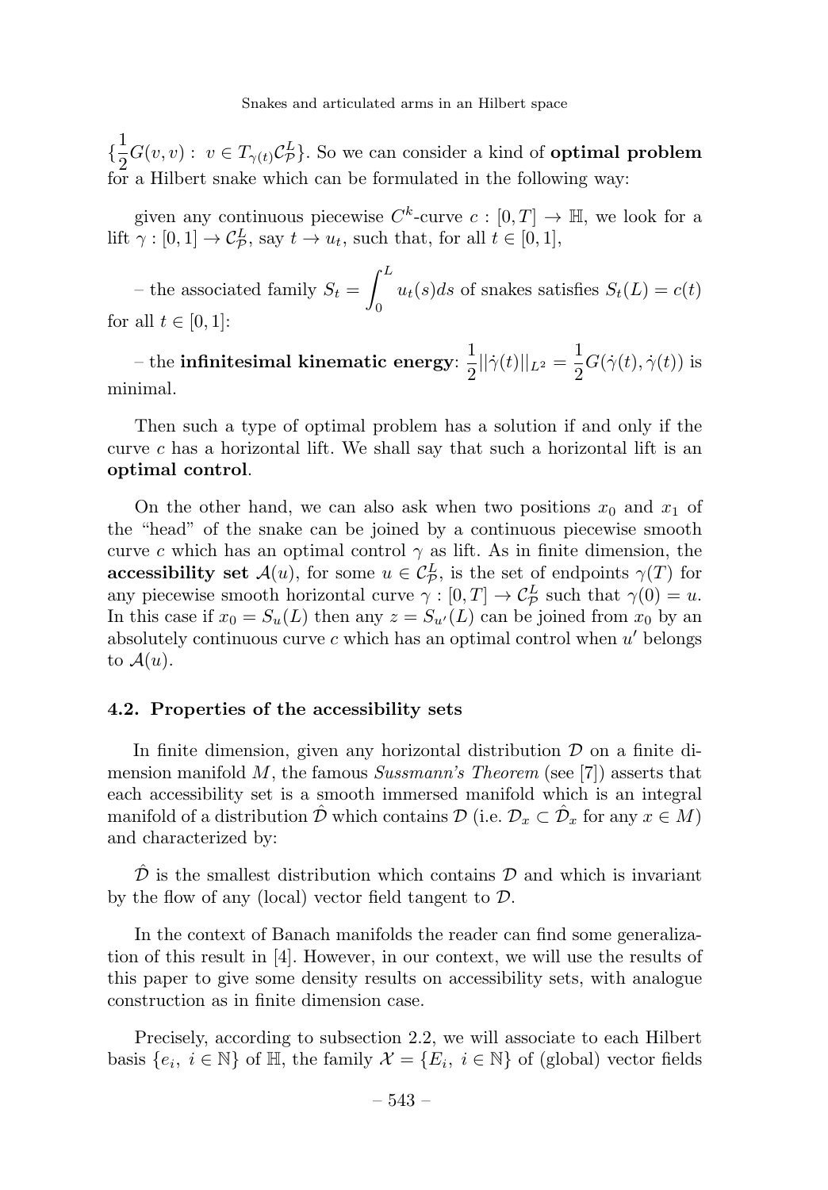$\{\frac{1}{2}G(v,v) : \ v \in T_{\gamma(t)}\mathcal{C}^L_{\mathcal{P}}\}$. So we can consider a kind of **optimal problem** for a Hilbert snake which can be formulated in the following way:

given any continuous piecewise $C^k$-curve $c : [0,T] \to \mathbb{H}$, we look for a lift $\gamma : [0,1] \to \mathcal{C}^L_{\mathcal{P}}$, say $t \to u_t$, such that, for all $t \in [0,1]$,

– the associated family $S_t = \displaystyle\int_0^L u_t(s)ds$ of snakes satisfies $S_t(L) = c(t)$ for all $t \in [0,1]$:

– the **infinitesimal kinematic energy**: $\frac{1}{2}||\dot{\gamma}(t)||_{L^2} = \frac{1}{2}G(\dot{\gamma}(t), \dot{\gamma}(t))$ is minimal.

Then such a type of optimal problem has a solution if and only if the curve $c$ has a horizontal lift. We shall say that such a horizontal lift is an **optimal control**.

On the other hand, we can also ask when two positions $x_0$ and $x_1$ of the "head" of the snake can be joined by a continuous piecewise smooth curve $c$ which has an optimal control $\gamma$ as lift. As in finite dimension, the **accessibility set** $\mathcal{A}(u)$, for some $u \in \mathcal{C}^L_{\mathcal{P}}$, is the set of endpoints $\gamma(T)$ for any piecewise smooth horizontal curve $\gamma : [0,T] \to \mathcal{C}^L_{\mathcal{P}}$ such that $\gamma(0) = u$. In this case if $x_0 = S_u(L)$ then any $z = S_{u'}(L)$ can be joined from $x_0$ by an absolutely continuous curve $c$ which has an optimal control when $u'$ belongs to $\mathcal{A}(u)$.

### 4.2. Properties of the accessibility sets

In finite dimension, given any horizontal distribution $\mathcal{D}$ on a finite dimension manifold $M$, the famous *Sussmann's Theorem* (see [7]) asserts that each accessibility set is a smooth immersed manifold which is an integral manifold of a distribution $\hat{\mathcal{D}}$ which contains $\mathcal{D}$ (i.e. $\mathcal{D}_x \subset \hat{\mathcal{D}}_x$ for any $x \in M$) and characterized by:

$\hat{\mathcal{D}}$ is the smallest distribution which contains $\mathcal{D}$ and which is invariant by the flow of any (local) vector field tangent to $\mathcal{D}$.

In the context of Banach manifolds the reader can find some generalization of this result in [4]. However, in our context, we will use the results of this paper to give some density results on accessibility sets, with analogue construction as in finite dimension case.

Precisely, according to subsection 2.2, we will associate to each Hilbert basis $\{e_i, \ i \in \mathbb{N}\}$ of $\mathbb{H}$, the family $\mathcal{X} = \{E_i, \ i \in \mathbb{N}\}$ of (global) vector fields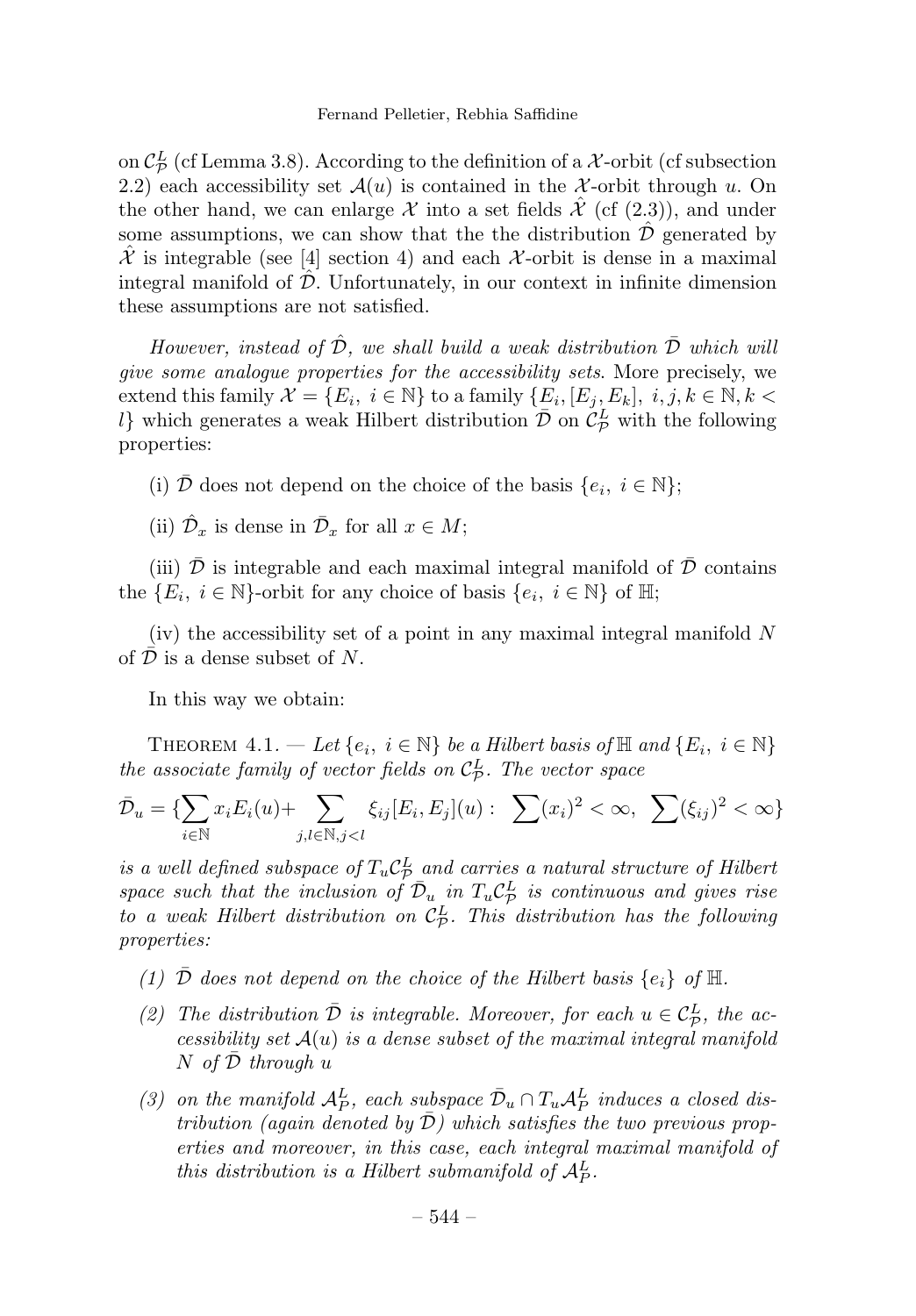on $\mathcal{C}^L_\mathcal{P}$ (cf Lemma 3.8). According to the definition of a $\mathcal{X}$-orbit (cf subsection 2.2) each accessibility set $\mathcal{A}(u)$ is contained in the $\mathcal{X}$-orbit through $u$. On the other hand, we can enlarge $\mathcal{X}$ into a set fields $\hat{\mathcal{X}}$ (cf (2.3)), and under some assumptions, we can show that the the distribution $\hat{\mathcal{D}}$ generated by $\hat{\mathcal{X}}$ is integrable (see [4] section 4) and each $\mathcal{X}$-orbit is dense in a maximal integral manifold of $\hat{\mathcal{D}}$. Unfortunately, in our context in infinite dimension these assumptions are not satisfied.

*However, instead of $\hat{\mathcal{D}}$, we shall build a weak distribution $\bar{\mathcal{D}}$ which will give some analogue properties for the accessibility sets*. More precisely, we extend this family $\mathcal{X} = \{E_i,\ i \in \mathbb{N}\}$ to a family $\{E_i, [E_j, E_k],\ i, j, k \in \mathbb{N}, k < l\}$ which generates a weak Hilbert distribution $\bar{\mathcal{D}}$ on $\mathcal{C}^L_\mathcal{P}$ with the following properties:

(i) $\bar{\mathcal{D}}$ does not depend on the choice of the basis $\{e_i,\ i \in \mathbb{N}\}$;

(ii) $\hat{\mathcal{D}}_x$ is dense in $\bar{\mathcal{D}}_x$ for all $x \in M$;

(iii) $\bar{\mathcal{D}}$ is integrable and each maximal integral manifold of $\bar{\mathcal{D}}$ contains the $\{E_i,\ i \in \mathbb{N}\}$-orbit for any choice of basis $\{e_i,\ i \in \mathbb{N}\}$ of $\mathbb{H}$;

(iv) the accessibility set of a point in any maximal integral manifold $N$ of $\bar{\mathcal{D}}$ is a dense subset of $N$.

In this way we obtain:

Theorem 4.1. — *Let $\{e_i,\ i \in \mathbb{N}\}$ be a Hilbert basis of $\mathbb{H}$ and $\{E_i,\ i \in \mathbb{N}\}$ the associate family of vector fields on $\mathcal{C}^L_\mathcal{P}$. The vector space*

$$\bar{\mathcal{D}}_u = \{\sum_{i\in\mathbb{N}} x_i E_i(u) + \sum_{j,l\in\mathbb{N}, j<l} \xi_{ij}[E_i, E_j](u) :\ \sum (x_i)^2 < \infty,\ \sum (\xi_{ij})^2 < \infty\}$$

*is a well defined subspace of $T_u\mathcal{C}^L_\mathcal{P}$ and carries a natural structure of Hilbert space such that the inclusion of $\bar{\mathcal{D}}_u$ in $T_u\mathcal{C}^L_\mathcal{P}$ is continuous and gives rise to a weak Hilbert distribution on $\mathcal{C}^L_\mathcal{P}$. This distribution has the following properties:*

1. *$\bar{\mathcal{D}}$ does not depend on the choice of the Hilbert basis $\{e_i\}$ of $\mathbb{H}$.*
2. *The distribution $\bar{\mathcal{D}}$ is integrable. Moreover, for each $u \in \mathcal{C}^L_\mathcal{P}$, the accessibility set $\mathcal{A}(u)$ is a dense subset of the maximal integral manifold $N$ of $\bar{\mathcal{D}}$ through $u$*
3. *on the manifold $\mathcal{A}^L_P$, each subspace $\bar{\mathcal{D}}_u \cap T_u\mathcal{A}^L_P$ induces a closed distribution (again denoted by $\bar{\mathcal{D}}$) which satisfies the two previous properties and moreover, in this case, each integral maximal manifold of this distribution is a Hilbert submanifold of $\mathcal{A}^L_P$.*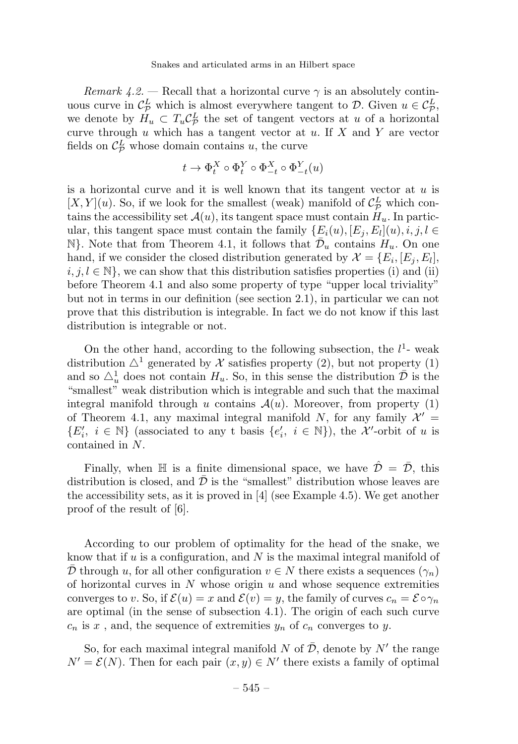*Remark 4.2.* — Recall that a horizontal curve $\gamma$ is an absolutely continuous curve in $\mathcal{C}^L_{\mathcal{P}}$ which is almost everywhere tangent to $\mathcal{D}$. Given $u \in \mathcal{C}^L_{\mathcal{P}}$, we denote by $H_u \subset T_u\mathcal{C}^L_{\mathcal{P}}$ the set of tangent vectors at $u$ of a horizontal curve through $u$ which has a tangent vector at $u$. If $X$ and $Y$ are vector fields on $\mathcal{C}^L_{\mathcal{P}}$ whose domain contains $u$, the curve

$$t \to \Phi^X_t \circ \Phi^Y_t \circ \Phi^X_{-t} \circ \Phi^Y_{-t}(u)$$

is a horizontal curve and it is well known that its tangent vector at $u$ is $[X, Y](u)$. So, if we look for the smallest (weak) manifold of $\mathcal{C}^L_{\mathcal{P}}$ which contains the accessibility set $\mathcal{A}(u)$, its tangent space must contain $H_u$. In particular, this tangent space must contain the family $\{E_i(u), [E_j, E_l](u), i, j, l \in \mathbb{N}\}$. Note that from Theorem 4.1, it follows that $\bar{\mathcal{D}}_u$ contains $H_u$. On one hand, if we consider the closed distribution generated by $\mathcal{X} = \{E_i, [E_j, E_l], i, j, l \in \mathbb{N}\}$, we can show that this distribution satisfies properties (i) and (ii) before Theorem 4.1 and also some property of type "upper local triviality" but not in terms in our definition (see section 2.1), in particular we can not prove that this distribution is integrable. In fact we do not know if this last distribution is integrable or not.

On the other hand, according to the following subsection, the $l^1$- weak distribution $\triangle^1$ generated by $\mathcal{X}$ satisfies property (2), but not property (1) and so $\triangle^1_u$ does not contain $H_u$. So, in this sense the distribution $\bar{\mathcal{D}}$ is the "smallest" weak distribution which is integrable and such that the maximal integral manifold through $u$ contains $\mathcal{A}(u)$. Moreover, from property (1) of Theorem 4.1, any maximal integral manifold $N$, for any family $\mathcal{X}' = \{E'_i,\ i \in \mathbb{N}\}$ (associated to any t basis $\{e'_i,\ i \in \mathbb{N}\}$), the $\mathcal{X}'$-orbit of $u$ is contained in $N$.

Finally, when $\mathbb{H}$ is a finite dimensional space, we have $\hat{\mathcal{D}} = \bar{\mathcal{D}}$, this distribution is closed, and $\bar{\mathcal{D}}$ is the "smallest" distribution whose leaves are the accessibility sets, as it is proved in [4] (see Example 4.5). We get another proof of the result of [6].

According to our problem of optimality for the head of the snake, we know that if $u$ is a configuration, and $N$ is the maximal integral manifold of $\bar{\mathcal{D}}$ through $u$, for all other configuration $v \in N$ there exists a sequences $(\gamma_n)$ of horizontal curves in $N$ whose origin $u$ and whose sequence extremities converges to $v$. So, if $\mathcal{E}(u) = x$ and $\mathcal{E}(v) = y$, the family of curves $c_n = \mathcal{E} \circ \gamma_n$ are optimal (in the sense of subsection 4.1). The origin of each such curve $c_n$ is $x$ , and, the sequence of extremities $y_n$ of $c_n$ converges to $y$.

So, for each maximal integral manifold $N$ of $\bar{\mathcal{D}}$, denote by $N'$ the range $N' = \mathcal{E}(N)$. Then for each pair $(x, y) \in N'$ there exists a family of optimal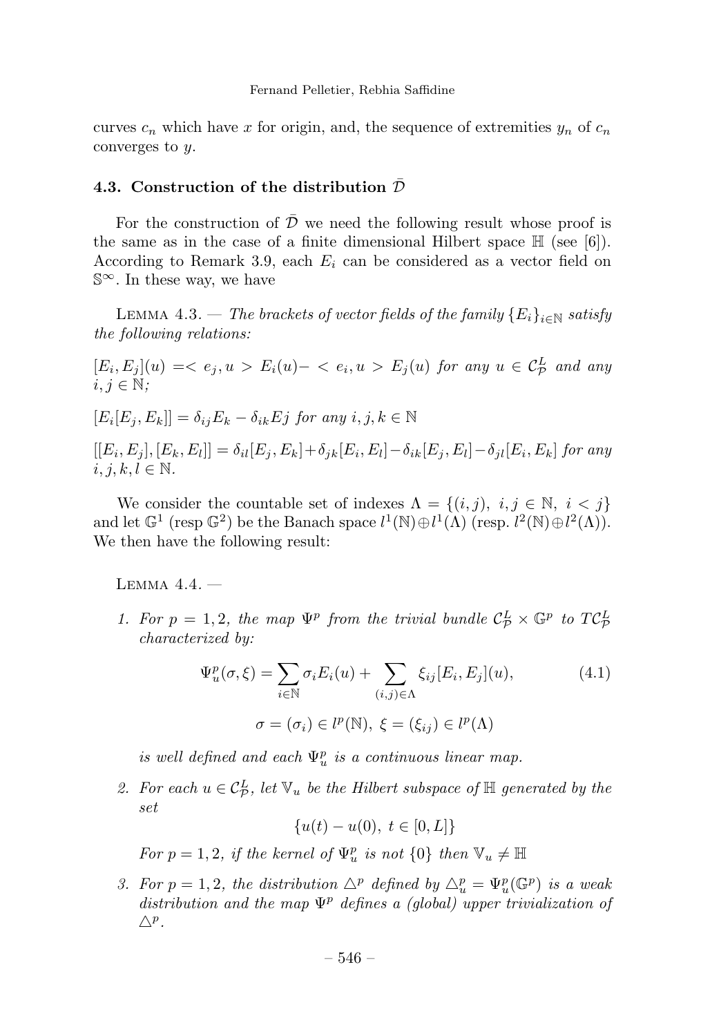curves $c_n$ which have $x$ for origin, and, the sequence of extremities $y_n$ of $c_n$ converges to $y$.

### 4.3. Construction of the distribution $\bar{\mathcal{D}}$

For the construction of $\bar{\mathcal{D}}$ we need the following result whose proof is the same as in the case of a finite dimensional Hilbert space $\mathbb{H}$ (see [6]). According to Remark 3.9, each $E_i$ can be considered as a vector field on $\mathbb{S}^\infty$. In these way, we have

Lemma 4.3. — *The brackets of vector fields of the family $\{E_i\}_{i\in\mathbb{N}}$ satisfy the following relations:*

*$[E_i, E_j](u) =< e_j, u > E_i(u) - < e_i, u > E_j(u)$ for any $u \in \mathcal{C}^L_{\mathcal{P}}$ and any $i, j \in \mathbb{N}$;*

*$[E_i[E_j, E_k]] = \delta_{ij}E_k - \delta_{ik}Ej$ for any $i, j, k \in \mathbb{N}$*

*$[[E_i, E_j], [E_k, E_l]] = \delta_{il}[E_j, E_k] + \delta_{jk}[E_i, E_l] - \delta_{ik}[E_j, E_l] - \delta_{jl}[E_i, E_k]$ for any $i, j, k, l \in \mathbb{N}$.*

We consider the countable set of indexes $\Lambda = \{(i, j),\ i, j \in \mathbb{N},\ i < j\}$ and let $\mathbb{G}^1$ (resp $\mathbb{G}^2$) be the Banach space $l^1(\mathbb{N}) \oplus l^1(\Lambda)$ (resp. $l^2(\mathbb{N}) \oplus l^2(\Lambda)$). We then have the following result:

Lemma 4.4. —

1. *For $p = 1, 2$, the map $\Psi^p$ from the trivial bundle $\mathcal{C}^L_{\mathcal{P}} \times \mathbb{G}^p$ to $T\mathcal{C}^L_{\mathcal{P}}$ characterized by:*

$$\Psi^p_u(\sigma, \xi) = \sum_{i\in\mathbb{N}} \sigma_i E_i(u) + \sum_{(i,j)\in\Lambda} \xi_{ij}[E_i, E_j](u), \tag{4.1}$$

$$\sigma = (\sigma_i) \in l^p(\mathbb{N}),\ \xi = (\xi_{ij}) \in l^p(\Lambda)$$

   *is well defined and each $\Psi^p_u$ is a continuous linear map.*

2. *For each $u \in \mathcal{C}^L_{\mathcal{P}}$, let $\mathbb{V}_u$ be the Hilbert subspace of $\mathbb{H}$ generated by the set*

$$\{u(t) - u(0),\ t \in [0, L]\}$$

   *For $p = 1, 2$, if the kernel of $\Psi^p_u$ is not $\{0\}$ then $\mathbb{V}_u \neq \mathbb{H}$*

3. *For $p = 1, 2$, the distribution $\triangle^p$ defined by $\triangle^p_u = \Psi^p_u(\mathbb{G}^p)$ is a weak distribution and the map $\Psi^p$ defines a (global) upper trivialization of $\triangle^p$.*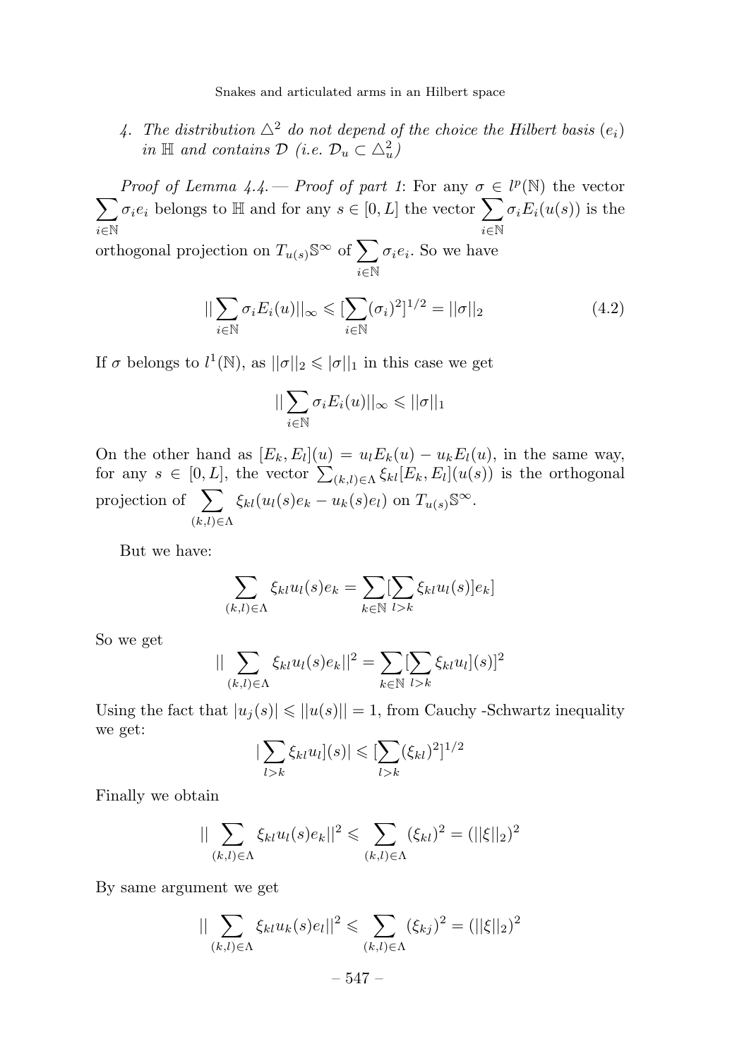4. *The distribution $\triangle^2$ do not depend of the choice the Hilbert basis $(e_i)$ in $\mathbb{H}$ and contains $\mathcal{D}$ (i.e. $\mathcal{D}_u \subset \triangle^2_u$)*

*Proof of Lemma 4.4.* — *Proof of part 1*: For any $\sigma \in l^p(\mathbb{N})$ the vector $\sum_{i\in\mathbb{N}} \sigma_i e_i$ belongs to $\mathbb{H}$ and for any $s \in [0, L]$ the vector $\sum_{i\in\mathbb{N}} \sigma_i E_i(u(s))$ is the orthogonal projection on $T_{u(s)}\mathbb{S}^\infty$ of $\sum_{i\in\mathbb{N}} \sigma_i e_i$. So we have

$$||\sum_{i\in\mathbb{N}} \sigma_i E_i(u)||_\infty \leqslant [\sum_{i\in\mathbb{N}} (\sigma_i)^2]^{1/2} = ||\sigma||_2 \tag{4.2}$$

If $\sigma$ belongs to $l^1(\mathbb{N})$, as $||\sigma||_2 \leqslant |\sigma||_1$ in this case we get

$$||\sum_{i\in\mathbb{N}} \sigma_i E_i(u)||_\infty \leqslant ||\sigma||_1$$

On the other hand as $[E_k, E_l](u) = u_l E_k(u) - u_k E_l(u)$, in the same way, for any $s \in [0, L]$, the vector $\sum_{(k,l)\in\Lambda} \xi_{kl}[E_k, E_l](u(s))$ is the orthogonal projection of $\sum_{(k,l)\in\Lambda} \xi_{kl}(u_l(s)e_k - u_k(s)e_l)$ on $T_{u(s)}\mathbb{S}^\infty$.

But we have:

$$\sum_{(k,l)\in\Lambda} \xi_{kl} u_l(s) e_k = \sum_{k\in\mathbb{N}} [\sum_{l>k} \xi_{kl} u_l(s)] e_k]$$

So we get

$$||\sum_{(k,l)\in\Lambda} \xi_{kl} u_l(s) e_k||^2 = \sum_{k\in\mathbb{N}} [\sum_{l>k} \xi_{kl} u_l](s)]^2$$

Using the fact that $|u_j(s)| \leqslant ||u(s)|| = 1$, from Cauchy -Schwartz inequality we get:

$$|\sum_{l>k} \xi_{kl} u_l](s)| \leqslant [\sum_{l>k} (\xi_{kl})^2]^{1/2}$$

Finally we obtain

$$||\sum_{(k,l)\in\Lambda} \xi_{kl} u_l(s) e_k||^2 \leqslant \sum_{(k,l)\in\Lambda} (\xi_{kl})^2 = (||\xi||_2)^2$$

By same argument we get

$$||\sum_{(k,l)\in\Lambda} \xi_{kl} u_k(s) e_l||^2 \leqslant \sum_{(k,l)\in\Lambda} (\xi_{kj})^2 = (||\xi||_2)^2$$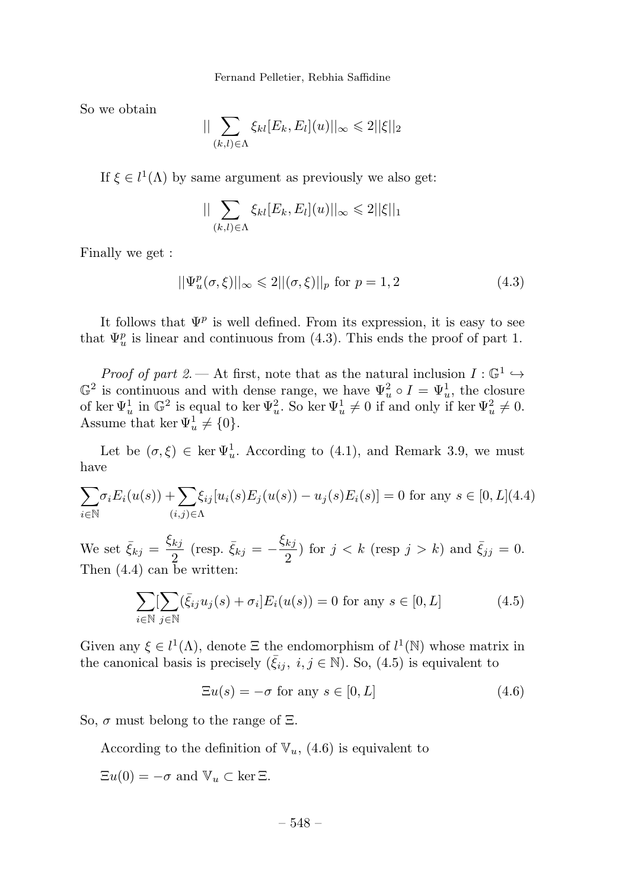So we obtain

$$|| \sum_{(k,l)\in\Lambda} \xi_{kl}[E_k, E_l](u)||_\infty \leqslant 2||\xi||_2$$

If $\xi \in l^1(\Lambda)$ by same argument as previously we also get:

$$|| \sum_{(k,l)\in\Lambda} \xi_{kl}[E_k, E_l](u)||_\infty \leqslant 2||\xi||_1$$

Finally we get :

$$||\Psi^p_u(\sigma, \xi)||_\infty \leqslant 2||(\sigma, \xi)||_p \text{ for } p = 1, 2 \tag{4.3}$$

It follows that $\Psi^p$ is well defined. From its expression, it is easy to see that $\Psi^p_u$ is linear and continuous from (4.3). This ends the proof of part 1.

*Proof of part 2.* — At first, note that as the natural inclusion $I : \mathbb{G}^1 \hookrightarrow \mathbb{G}^2$ is continuous and with dense range, we have $\Psi^2_u \circ I = \Psi^1_u$, the closure of $\ker \Psi^1_u$ in $\mathbb{G}^2$ is equal to $\ker \Psi^2_u$. So $\ker \Psi^1_u \neq 0$ if and only if $\ker \Psi^2_u \neq 0$. Assume that $\ker \Psi^1_u \neq \{0\}$.

Let be $(\sigma, \xi) \in \ker \Psi^1_u$. According to (4.1), and Remark 3.9, we must have

$$\sum_{i\in\mathbb{N}} \sigma_i E_i(u(s)) + \sum_{(i,j)\in\Lambda} \xi_{ij}[u_i(s)E_j(u(s)) - u_j(s)E_i(s)] = 0 \text{ for any } s \in [0, L] \tag{4.4}$$

We set $\bar{\xi}_{kj} = \dfrac{\xi_{kj}}{2}$ (resp. $\bar{\xi}_{kj} = -\dfrac{\xi_{kj}}{2}$) for $j < k$ (resp $j > k$) and $\bar{\xi}_{jj} = 0$. Then (4.4) can be written:

$$\sum_{i\in\mathbb{N}} [\sum_{j\in\mathbb{N}} (\bar{\xi}_{ij} u_j(s) + \sigma_i] E_i(u(s)) = 0 \text{ for any } s \in [0, L] \tag{4.5}$$

Given any $\xi \in l^1(\Lambda)$, denote $\Xi$ the endomorphism of $l^1(\mathbb{N})$ whose matrix in the canonical basis is precisely $(\bar{\xi}_{ij},\ i, j \in \mathbb{N})$. So, (4.5) is equivalent to

$$\Xi u(s) = -\sigma \text{ for any } s \in [0, L] \tag{4.6}$$

So, $\sigma$ must belong to the range of $\Xi$.

According to the definition of $\mathbb{V}_u$, (4.6) is equivalent to

$\Xi u(0) = -\sigma$ and $\mathbb{V}_u \subset \ker \Xi$.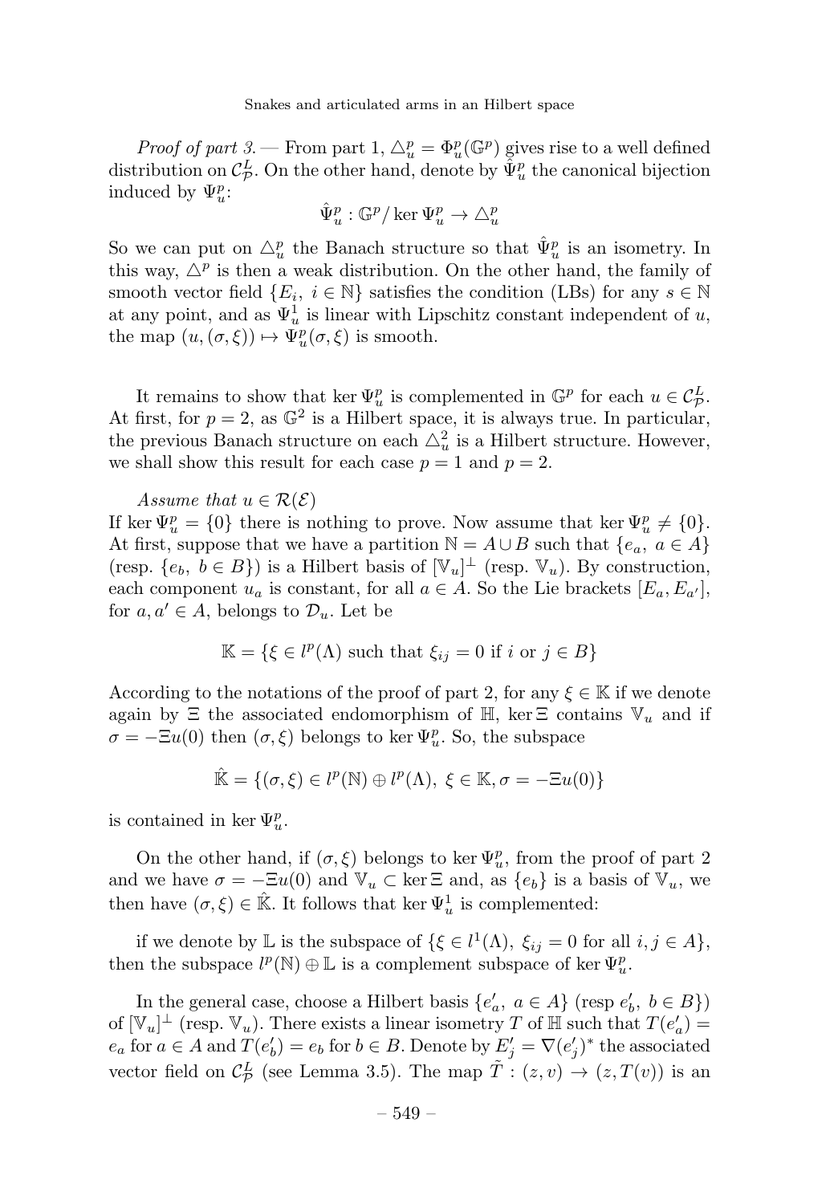*Proof of part 3.* — From part 1, $\triangle_u^p = \Phi_u^p(\mathbb{G}^p)$ gives rise to a well defined distribution on $\mathcal{C}_{\mathcal{P}}^L$. On the other hand, denote by $\hat{\Psi}_u^p$ the canonical bijection induced by $\Psi_u^p$:

$$\hat{\Psi}_u^p : \mathbb{G}^p / \ker \Psi_u^p \to \triangle_u^p$$

So we can put on $\triangle_u^p$ the Banach structure so that $\hat{\Psi}_u^p$ is an isometry. In this way, $\triangle^p$ is then a weak distribution. On the other hand, the family of smooth vector field $\{E_i,\ i \in \mathbb{N}\}$ satisfies the condition (LBs) for any $s \in \mathbb{N}$ at any point, and as $\Psi_u^1$ is linear with Lipschitz constant independent of $u$, the map $(u, (\sigma, \xi)) \mapsto \Psi_u^p(\sigma, \xi)$ is smooth.

It remains to show that $\ker \Psi_u^p$ is complemented in $\mathbb{G}^p$ for each $u \in \mathcal{C}_{\mathcal{P}}^L$. At first, for $p = 2$, as $\mathbb{G}^2$ is a Hilbert space, it is always true. In particular, the previous Banach structure on each $\triangle_u^2$ is a Hilbert structure. However, we shall show this result for each case $p = 1$ and $p = 2$.

*Assume that* $u \in \mathcal{R}(\mathcal{E})$
If $\ker \Psi_u^p = \{0\}$ there is nothing to prove. Now assume that $\ker \Psi_u^p \neq \{0\}$. At first, suppose that we have a partition $\mathbb{N} = A \cup B$ such that $\{e_a,\ a \in A\}$ (resp. $\{e_b,\ b \in B\}$) is a Hilbert basis of $[\mathbb{V}_u]^\perp$ (resp. $\mathbb{V}_u$). By construction, each component $u_a$ is constant, for all $a \in A$. So the Lie brackets $[E_a, E_{a'}]$, for $a, a' \in A$, belongs to $\mathcal{D}_u$. Let be

$$\mathbb{K} = \{\xi \in l^p(\Lambda) \text{ such that } \xi_{ij} = 0 \text{ if } i \text{ or } j \in B\}$$

According to the notations of the proof of part 2, for any $\xi \in \mathbb{K}$ if we denote again by $\Xi$ the associated endomorphism of $\mathbb{H}$, $\ker \Xi$ contains $\mathbb{V}_u$ and if $\sigma = -\Xi u(0)$ then $(\sigma, \xi)$ belongs to $\ker \Psi_u^p$. So, the subspace

$$\hat{\mathbb{K}} = \{(\sigma, \xi) \in l^p(\mathbb{N}) \oplus l^p(\Lambda),\ \xi \in \mathbb{K}, \sigma = -\Xi u(0)\}$$

is contained in $\ker \Psi_u^p$.

On the other hand, if $(\sigma, \xi)$ belongs to $\ker \Psi_u^p$, from the proof of part 2 and we have $\sigma = -\Xi u(0)$ and $\mathbb{V}_u \subset \ker \Xi$ and, as $\{e_b\}$ is a basis of $\mathbb{V}_u$, we then have $(\sigma, \xi) \in \hat{\mathbb{K}}$. It follows that $\ker \Psi_u^1$ is complemented:

if we denote by $\mathbb{L}$ is the subspace of $\{\xi \in l^1(\Lambda),\ \xi_{ij} = 0 \text{ for all } i, j \in A\}$, then the subspace $l^p(\mathbb{N}) \oplus \mathbb{L}$ is a complement subspace of $\ker \Psi_u^p$.

In the general case, choose a Hilbert basis $\{e'_a,\ a \in A\}$ (resp $e'_b,\ b \in B\}$) of $[\mathbb{V}_u]^\perp$ (resp. $\mathbb{V}_u$). There exists a linear isometry $T$ of $\mathbb{H}$ such that $T(e'_a) = e_a$ for $a \in A$ and $T(e'_b) = e_b$ for $b \in B$. Denote by $E'_j = \nabla(e'_j)^*$ the associated vector field on $\mathcal{C}_{\mathcal{P}}^L$ (see Lemma 3.5). The map $\tilde{T} : (z, v) \to (z, T(v))$ is an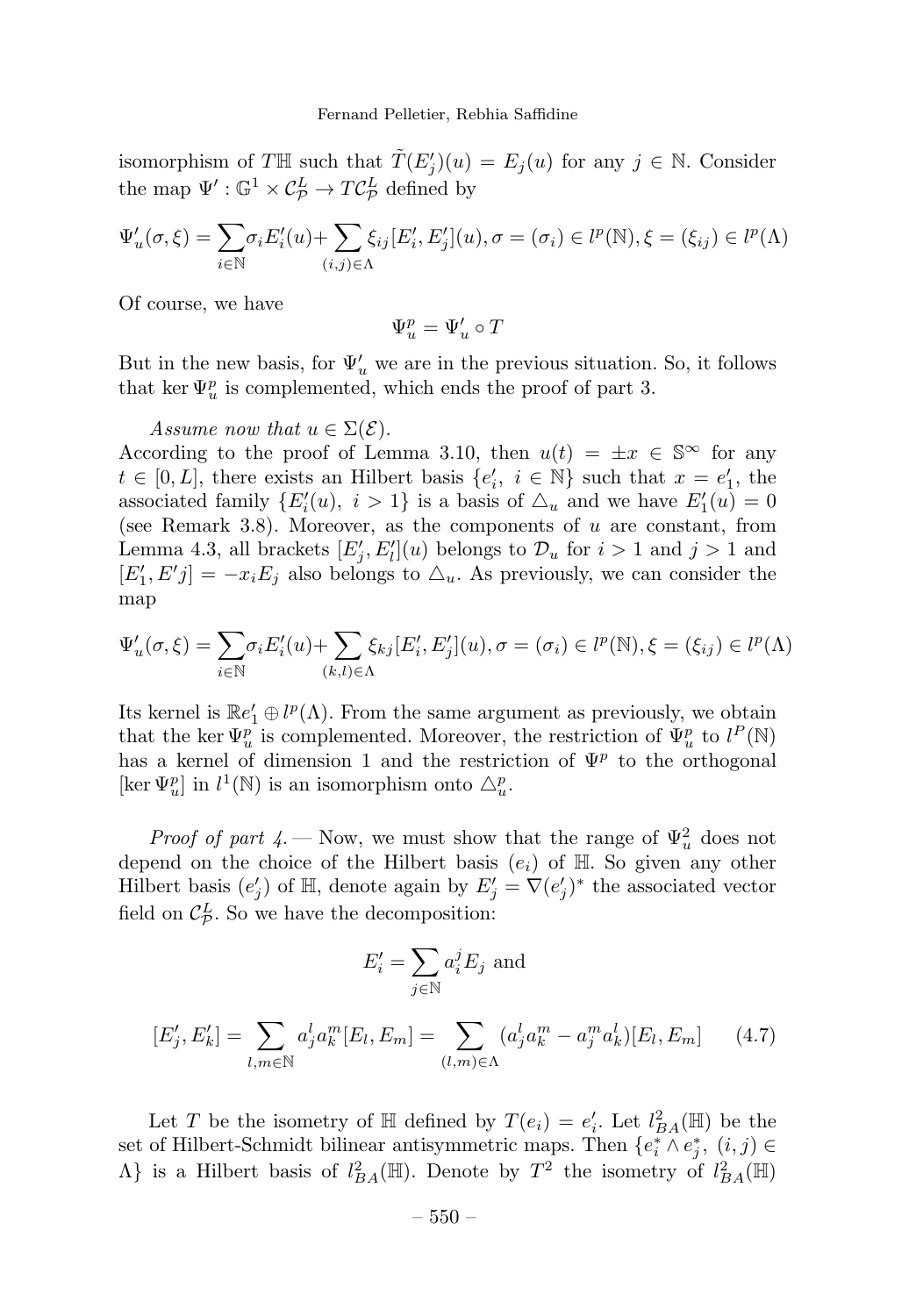isomorphism of $T\mathbb{H}$ such that $\tilde{T}(E'_j)(u) = E_j(u)$ for any $j \in \mathbb{N}$. Consider the map $\Psi' : \mathbb{G}^1 \times \mathcal{C}^L_{\mathcal{P}} \to T\mathcal{C}^L_{\mathcal{P}}$ defined by

$$\Psi'_u(\sigma, \xi) = \sum_{i\in\mathbb{N}} \sigma_i E'_i(u) + \sum_{(i,j)\in\Lambda} \xi_{ij}[E'_i, E'_j](u), \sigma = (\sigma_i) \in l^p(\mathbb{N}), \xi = (\xi_{ij}) \in l^p(\Lambda)$$

Of course, we have

$$\Psi^p_u = \Psi'_u \circ T$$

But in the new basis, for $\Psi'_u$ we are in the previous situation. So, it follows that $\ker \Psi^p_u$ is complemented, which ends the proof of part 3.

*Assume now that* $u \in \Sigma(\mathcal{E})$.
According to the proof of Lemma 3.10, then $u(t) = \pm x \in \mathbb{S}^\infty$ for any $t \in [0, L]$, there exists an Hilbert basis $\{e'_i,\ i \in \mathbb{N}\}$ such that $x = e'_1$, the associated family $\{E'_i(u),\ i > 1\}$ is a basis of $\triangle_u$ and we have $E'_1(u) = 0$ (see Remark 3.8). Moreover, as the components of $u$ are constant, from Lemma 4.3, all brackets $[E'_j, E'_l](u)$ belongs to $\mathcal{D}_u$ for $i > 1$ and $j > 1$ and $[E'_1, E'j] = -x_i E_j$ also belongs to $\triangle_u$. As previously, we can consider the map

$$\Psi'_u(\sigma, \xi) = \sum_{i\in\mathbb{N}} \sigma_i E'_i(u) + \sum_{(k,l)\in\Lambda} \xi_{kj}[E'_i, E'_j](u), \sigma = (\sigma_i) \in l^p(\mathbb{N}), \xi = (\xi_{ij}) \in l^p(\Lambda)$$

Its kernel is $\mathbb{R}e'_1 \oplus l^p(\Lambda)$. From the same argument as previously, we obtain that the $\ker \Psi^p_u$ is complemented. Moreover, the restriction of $\Psi^p_u$ to $l^P(\mathbb{N})$ has a kernel of dimension 1 and the restriction of $\Psi^p$ to the orthogonal $[\ker \Psi^p_u]$ in $l^1(\mathbb{N})$ is an isomorphism onto $\triangle^p_u$.

*Proof of part 4.* — Now, we must show that the range of $\Psi^2_u$ does not depend on the choice of the Hilbert basis $(e_i)$ of $\mathbb{H}$. So given any other Hilbert basis $(e'_j)$ of $\mathbb{H}$, denote again by $E'_j = \nabla(e'_j)^*$ the associated vector field on $\mathcal{C}^L_{\mathcal{P}}$. So we have the decomposition:

$$E'_i = \sum_{j\in\mathbb{N}} a^j_i E_j \text{ and}$$

$$[E'_j, E'_k] = \sum_{l,m\in\mathbb{N}} a^l_j a^m_k [E_l, E_m] = \sum_{(l,m)\in\Lambda} (a^l_j a^m_k - a^m_j a^l_k)[E_l, E_m] \qquad (4.7)$$

Let $T$ be the isometry of $\mathbb{H}$ defined by $T(e_i) = e'_i$. Let $l^2_{BA}(\mathbb{H})$ be the set of Hilbert-Schmidt bilinear antisymmetric maps. Then $\{e^*_i \wedge e^*_j,\ (i,j) \in \Lambda\}$ is a Hilbert basis of $l^2_{BA}(\mathbb{H})$. Denote by $T^2$ the isometry of $l^2_{BA}(\mathbb{H})$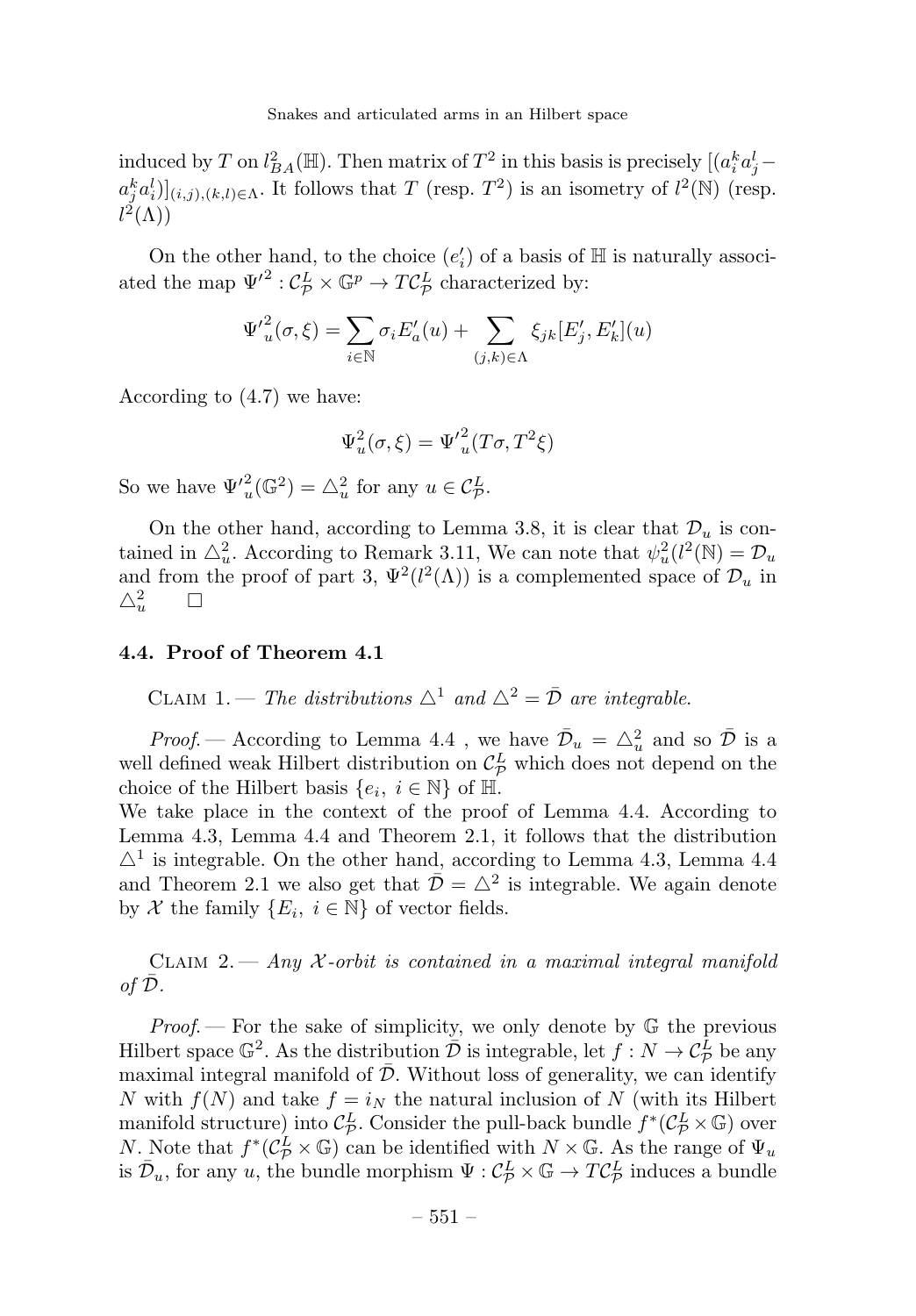induced by $T$ on $l^2_{BA}(\mathbb{H})$. Then matrix of $T^2$ in this basis is precisely $[(a^k_i a^l_j - a^k_j a^l_i)]_{(i,j),(k,l)\in\Lambda}$. It follows that $T$ (resp. $T^2$) is an isometry of $l^2(\mathbb{N})$ (resp. $l^2(\Lambda)$)

On the other hand, to the choice $(e'_i)$ of a basis of $\mathbb{H}$ is naturally associated the map ${\Psi'}^2 : \mathcal{C}^L_{\mathcal{P}} \times \mathbb{G}^p \to T\mathcal{C}^L_{\mathcal{P}}$ characterized by:

$$
{\Psi'}^2_u(\sigma,\xi) = \sum_{i\in\mathbb{N}} \sigma_i E'_a(u) + \sum_{(j,k)\in\Lambda} \xi_{jk}[E'_j, E'_k](u)
$$

According to (4.7) we have:

$$
\Psi^2_u(\sigma,\xi) = {\Psi'}^2_u(T\sigma, T^2\xi)
$$

So we have ${\Psi'}^2_u(\mathbb{G}^2) = \triangle^2_u$ for any $u \in \mathcal{C}^L_{\mathcal{P}}$.

On the other hand, according to Lemma 3.8, it is clear that $\mathcal{D}_u$ is contained in $\triangle^2_u$. According to Remark 3.11, We can note that $\psi^2_u(l^2(\mathbb{N}) = \mathcal{D}_u$ and from the proof of part 3, $\Psi^2(l^2(\Lambda))$ is a complemented space of $\mathcal{D}_u$ in $\triangle^2_u$ $\square$

### 4.4. Proof of Theorem 4.1

Claim 1. — *The distributions $\triangle^1$ and $\triangle^2 = \bar{\mathcal{D}}$ are integrable.*

*Proof.* — According to Lemma 4.4 , we have $\bar{\mathcal{D}}_u = \triangle^2_u$ and so $\bar{\mathcal{D}}$ is a well defined weak Hilbert distribution on $\mathcal{C}^L_{\mathcal{P}}$ which does not depend on the choice of the Hilbert basis $\{e_i,\ i \in \mathbb{N}\}$ of $\mathbb{H}$.
We take place in the context of the proof of Lemma 4.4. According to Lemma 4.3, Lemma 4.4 and Theorem 2.1, it follows that the distribution $\triangle^1$ is integrable. On the other hand, according to Lemma 4.3, Lemma 4.4 and Theorem 2.1 we also get that $\bar{\mathcal{D}} = \triangle^2$ is integrable. We again denote by $\mathcal{X}$ the family $\{E_i,\ i \in \mathbb{N}\}$ of vector fields.

Claim 2. — *Any $\mathcal{X}$-orbit is contained in a maximal integral manifold of $\bar{\mathcal{D}}$.*

*Proof.* — For the sake of simplicity, we only denote by $\mathbb{G}$ the previous Hilbert space $\mathbb{G}^2$. As the distribution $\bar{\mathcal{D}}$ is integrable, let $f : N \to \mathcal{C}^L_{\mathcal{P}}$ be any maximal integral manifold of $\bar{\mathcal{D}}$. Without loss of generality, we can identify $N$ with $f(N)$ and take $f = i_N$ the natural inclusion of $N$ (with its Hilbert manifold structure) into $\mathcal{C}^L_{\mathcal{P}}$. Consider the pull-back bundle $f^*(\mathcal{C}^L_{\mathcal{P}} \times \mathbb{G})$ over $N$. Note that $f^*(\mathcal{C}^L_{\mathcal{P}} \times \mathbb{G})$ can be identified with $N \times \mathbb{G}$. As the range of $\Psi_u$ is $\bar{\mathcal{D}}_u$, for any $u$, the bundle morphism $\Psi : \mathcal{C}^L_{\mathcal{P}} \times \mathbb{G} \to T\mathcal{C}^L_{\mathcal{P}}$ induces a bundle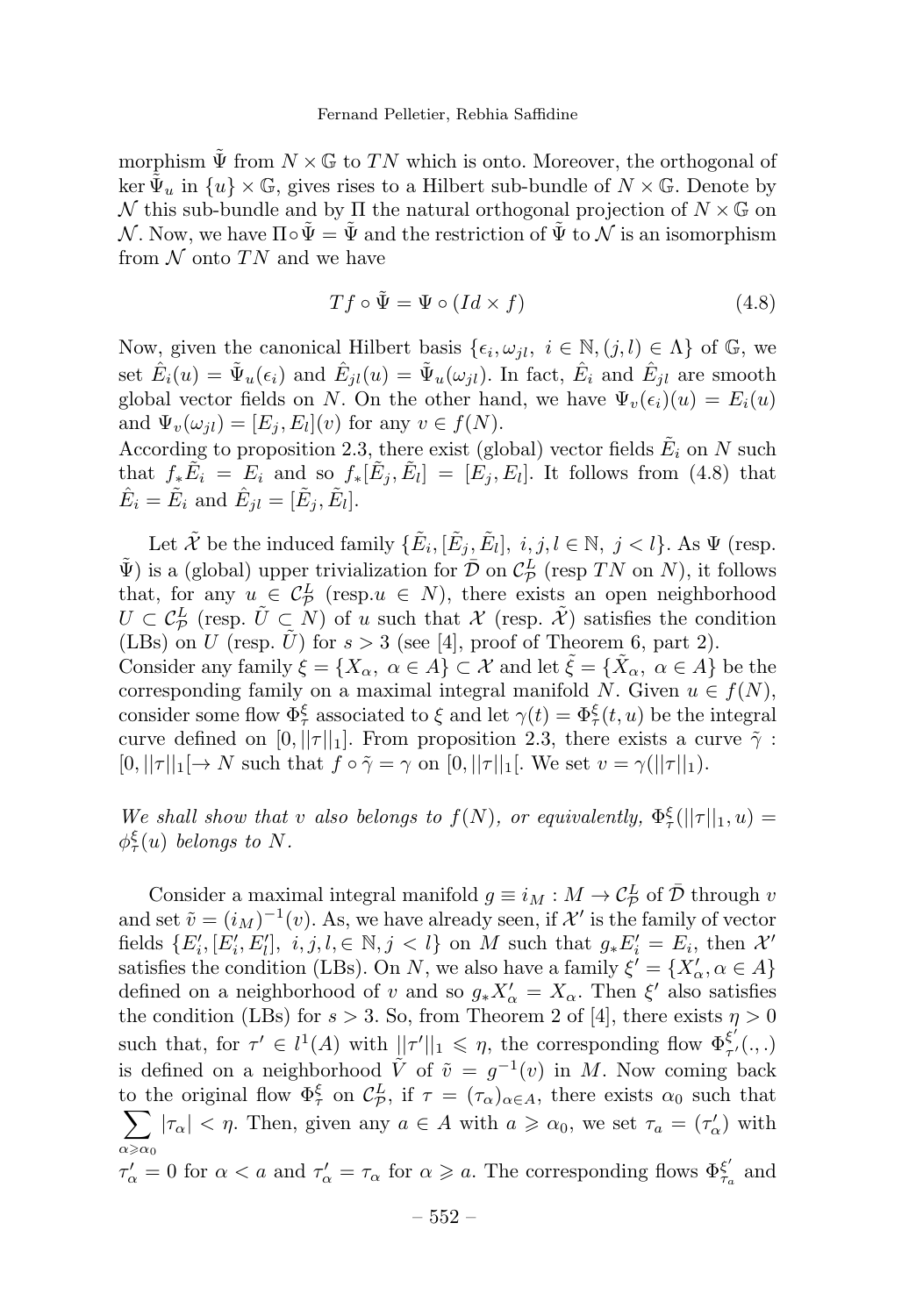morphism $\tilde{\Psi}$ from $N \times \mathbb{G}$ to $TN$ which is onto. Moreover, the orthogonal of $\ker \tilde{\Psi}_u$ in $\{u\} \times \mathbb{G}$, gives rises to a Hilbert sub-bundle of $N \times \mathbb{G}$. Denote by $\mathcal{N}$ this sub-bundle and by $\Pi$ the natural orthogonal projection of $N \times \mathbb{G}$ on $\mathcal{N}$. Now, we have $\Pi \circ \tilde{\Psi} = \tilde{\Psi}$ and the restriction of $\tilde{\Psi}$ to $\mathcal{N}$ is an isomorphism from $\mathcal{N}$ onto $TN$ and we have

$$Tf \circ \tilde{\Psi} = \Psi \circ (Id \times f) \tag{4.8}$$

Now, given the canonical Hilbert basis $\{\epsilon_i, \omega_{jl},\ i \in \mathbb{N}, (j,l) \in \Lambda\}$ of $\mathbb{G}$, we set $\hat{E}_i(u) = \tilde{\Psi}_u(\epsilon_i)$ and $\hat{E}_{jl}(u) = \tilde{\Psi}_u(\omega_{jl})$. In fact, $\hat{E}_i$ and $\hat{E}_{jl}$ are smooth global vector fields on $N$. On the other hand, we have $\Psi_v(\epsilon_i)(u) = E_i(u)$ and $\Psi_v(\omega_{jl}) = [E_j, E_l](v)$ for any $v \in f(N)$.
According to proposition 2.3, there exist (global) vector fields $\tilde{E}_i$ on $N$ such that $f_*\tilde{E}_i = E_i$ and so $f_*[\tilde{E}_j, \tilde{E}_l] = [E_j, E_l]$. It follows from (4.8) that $\hat{E}_i = \tilde{E}_i$ and $\hat{E}_{jl} = [\tilde{E}_j, \tilde{E}_l]$.

Let $\tilde{\mathcal{X}}$ be the induced family $\{\tilde{E}_i, [\tilde{E}_j, \tilde{E}_l],\ i, j, l \in \mathbb{N},\ j < l\}$. As $\Psi$ (resp. $\tilde{\Psi}$) is a (global) upper trivialization for $\bar{\mathcal{D}}$ on $\mathcal{C}^L_{\mathcal{P}}$ (resp $TN$ on $N$), it follows that, for any $u \in \mathcal{C}^L_{\mathcal{P}}$ (resp. $u \in N$), there exists an open neighborhood $U \subset \mathcal{C}^L_{\mathcal{P}}$ (resp. $\tilde{U} \subset N$) of $u$ such that $\mathcal{X}$ (resp. $\tilde{\mathcal{X}}$) satisfies the condition (LBs) on $U$ (resp. $\tilde{U}$) for $s > 3$ (see [4], proof of Theorem 6, part 2).
Consider any family $\xi = \{X_\alpha,\ \alpha \in A\} \subset \mathcal{X}$ and let $\tilde{\xi} = \{\tilde{X}_\alpha,\ \alpha \in A\}$ be the corresponding family on a maximal integral manifold $N$. Given $u \in f(N)$, consider some flow $\Phi^\xi_\tau$ associated to $\xi$ and let $\gamma(t) = \Phi^\xi_\tau(t, u)$ be the integral curve defined on $[0, ||\tau||_1]$. From proposition 2.3, there exists a curve $\tilde{\gamma} : [0, ||\tau||_1[ \to N$ such that $f \circ \tilde{\gamma} = \gamma$ on $[0, ||\tau||_1[$. We set $v = \gamma(||\tau||_1)$.

*We shall show that $v$ also belongs to $f(N)$, or equivalently, $\Phi^\xi_\tau(||\tau||_1, u) = \phi^\xi_\tau(u)$ belongs to $N$.*

Consider a maximal integral manifold $g \equiv i_M : M \to \mathcal{C}^L_{\mathcal{P}}$ of $\bar{\mathcal{D}}$ through $v$ and set $\tilde{v} = (i_M)^{-1}(v)$. As, we have already seen, if $\mathcal{X}'$ is the family of vector fields $\{E'_i, [E'_i, E'_l],\ i, j, l, \in \mathbb{N}, j < l\}$ on $M$ such that $g_*E'_i = E_i$, then $\mathcal{X}'$ satisfies the condition (LBs). On $N$, we also have a family $\xi' = \{X'_\alpha, \alpha \in A\}$ defined on a neighborhood of $v$ and so $g_*X'_\alpha = X_\alpha$. Then $\xi'$ also satisfies the condition (LBs) for $s > 3$. So, from Theorem 2 of [4], there exists $\eta > 0$ such that, for $\tau' \in l^1(A)$ with $||\tau'||_1 \leqslant \eta$, the corresponding flow $\Phi^{\xi'}_{\tau'}(.,.)$ is defined on a neighborhood $\tilde{V}$ of $\tilde{v} = g^{-1}(v)$ in $M$. Now coming back to the original flow $\Phi^\xi_\tau$ on $\mathcal{C}^L_{\mathcal{P}}$, if $\tau = (\tau_\alpha)_{\alpha \in A}$, there exists $\alpha_0$ such that $\sum\limits_{\alpha \geqslant \alpha_0} |\tau_\alpha| < \eta$. Then, given any $a \in A$ with $a \geqslant \alpha_0$, we set $\tau_a = (\tau'_\alpha)$ with $\tau'_\alpha = 0$ for $\alpha < a$ and $\tau'_\alpha = \tau_\alpha$ for $\alpha \geqslant a$. The corresponding flows $\Phi^{\xi'}_{\tau_a}$ and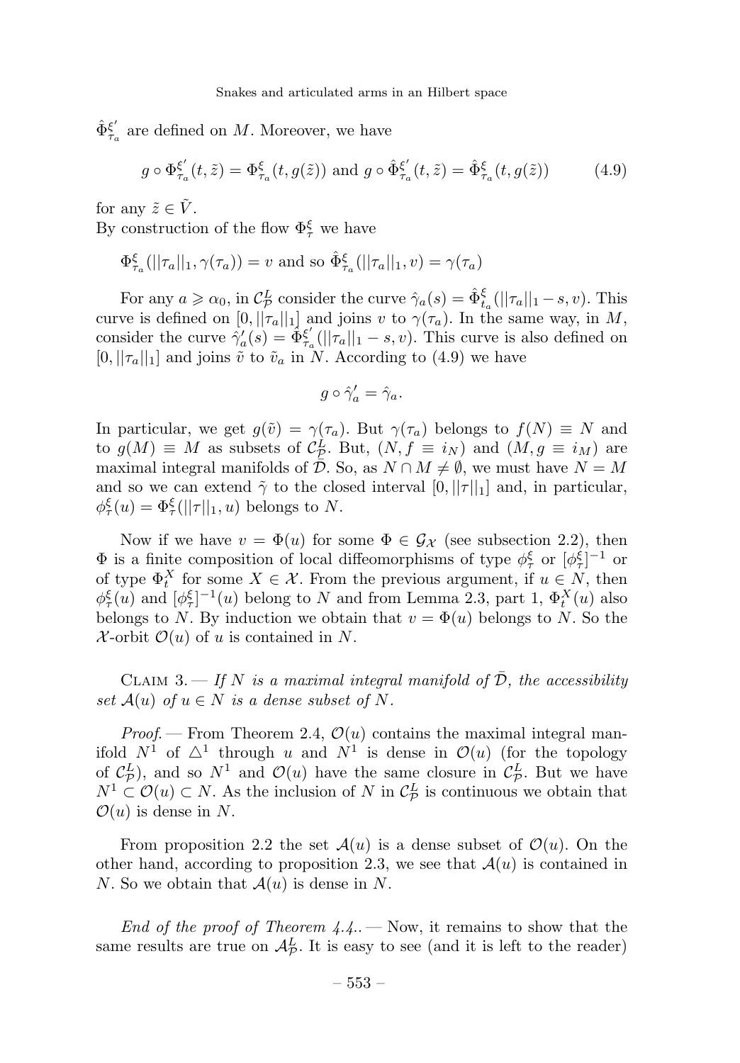$\hat{\Phi}^{\xi'}_{\tau_a}$ are defined on $M$. Moreover, we have

$$g \circ \Phi^{\xi'}_{\tau_a}(t, \tilde{z}) = \Phi^{\xi}_{\tau_a}(t, g(\tilde{z})) \text{ and } g \circ \hat{\Phi}^{\xi'}_{\tau_a}(t, \tilde{z}) = \hat{\Phi}^{\xi}_{\tau_a}(t, g(\tilde{z})) \tag{4.9}$$

for any $\tilde{z} \in \tilde{V}$.
By construction of the flow $\Phi^{\xi}_{\tau}$ we have

$$\Phi^{\xi}_{\tau_a}(||\tau_a||_1, \gamma(\tau_a)) = v \text{ and so } \hat{\Phi}^{\xi}_{\tau_a}(||\tau_a||_1, v) = \gamma(\tau_a)$$

For any $a \geqslant \alpha_0$, in $\mathcal{C}^L_{\mathcal{P}}$ consider the curve $\hat{\gamma}_a(s) = \hat{\Phi}^{\xi}_{t_a}(||\tau_a||_1 - s, v)$. This curve is defined on $[0, ||\tau_a||_1]$ and joins $v$ to $\gamma(\tau_a)$. In the same way, in $M$, consider the curve $\hat{\gamma}'_a(s) = \hat{\Phi}^{\xi'}_{\tau_a}(||\tau_a||_1 - s, v)$. This curve is also defined on $[0, ||\tau_a||_1]$ and joins $\tilde{v}$ to $\tilde{v}_a$ in $N$. According to (4.9) we have

$$g \circ \hat{\gamma}'_a = \hat{\gamma}_a.$$

In particular, we get $g(\tilde{v}) = \gamma(\tau_a)$. But $\gamma(\tau_a)$ belongs to $f(N) \equiv N$ and to $g(M) \equiv M$ as subsets of $\mathcal{C}^L_{\mathcal{P}}$. But, $(N, f \equiv i_N)$ and $(M, g \equiv i_M)$ are maximal integral manifolds of $\bar{\mathcal{D}}$. So, as $N \cap M \neq \emptyset$, we must have $N = M$ and so we can extend $\tilde{\gamma}$ to the closed interval $[0, ||\tau||_1]$ and, in particular, $\phi^{\xi}_{\tau}(u) = \Phi^{\xi}_{\tau}(||\tau||_1, u)$ belongs to $N$.

Now if we have $v = \Phi(u)$ for some $\Phi \in \mathcal{G}_{\mathcal{X}}$ (see subsection 2.2), then $\Phi$ is a finite composition of local diffeomorphisms of type $\phi^{\xi}_{\tau}$ or $[\phi^{\xi}_{\tau}]^{-1}$ or of type $\Phi^X_t$ for some $X \in \mathcal{X}$. From the previous argument, if $u \in N$, then $\phi^{\xi}_{\tau}(u)$ and $[\phi^{\xi}_{\tau}]^{-1}(u)$ belong to $N$ and from Lemma 2.3, part 1, $\Phi^X_t(u)$ also belongs to $N$. By induction we obtain that $v = \Phi(u)$ belongs to $N$. So the $\mathcal{X}$-orbit $\mathcal{O}(u)$ of $u$ is contained in $N$.

Claim 3. — *If $N$ is a maximal integral manifold of $\bar{\mathcal{D}}$, the accessibility set $\mathcal{A}(u)$ of $u \in N$ is a dense subset of $N$.*

*Proof.* — From Theorem 2.4, $\mathcal{O}(u)$ contains the maximal integral manifold $N^1$ of $\triangle^1$ through $u$ and $N^1$ is dense in $\mathcal{O}(u)$ (for the topology of $\mathcal{C}^L_{\mathcal{P}}$), and so $N^1$ and $\mathcal{O}(u)$ have the same closure in $\mathcal{C}^L_{\mathcal{P}}$. But we have $N^1 \subset \mathcal{O}(u) \subset N$. As the inclusion of $N$ in $\mathcal{C}^L_{\mathcal{P}}$ is continuous we obtain that $\mathcal{O}(u)$ is dense in $N$.

From proposition 2.2 the set $\mathcal{A}(u)$ is a dense subset of $\mathcal{O}(u)$. On the other hand, according to proposition 2.3, we see that $\mathcal{A}(u)$ is contained in $N$. So we obtain that $\mathcal{A}(u)$ is dense in $N$.

*End of the proof of Theorem 4.4..* — Now, it remains to show that the same results are true on $\mathcal{A}^L_{\mathcal{P}}$. It is easy to see (and it is left to the reader)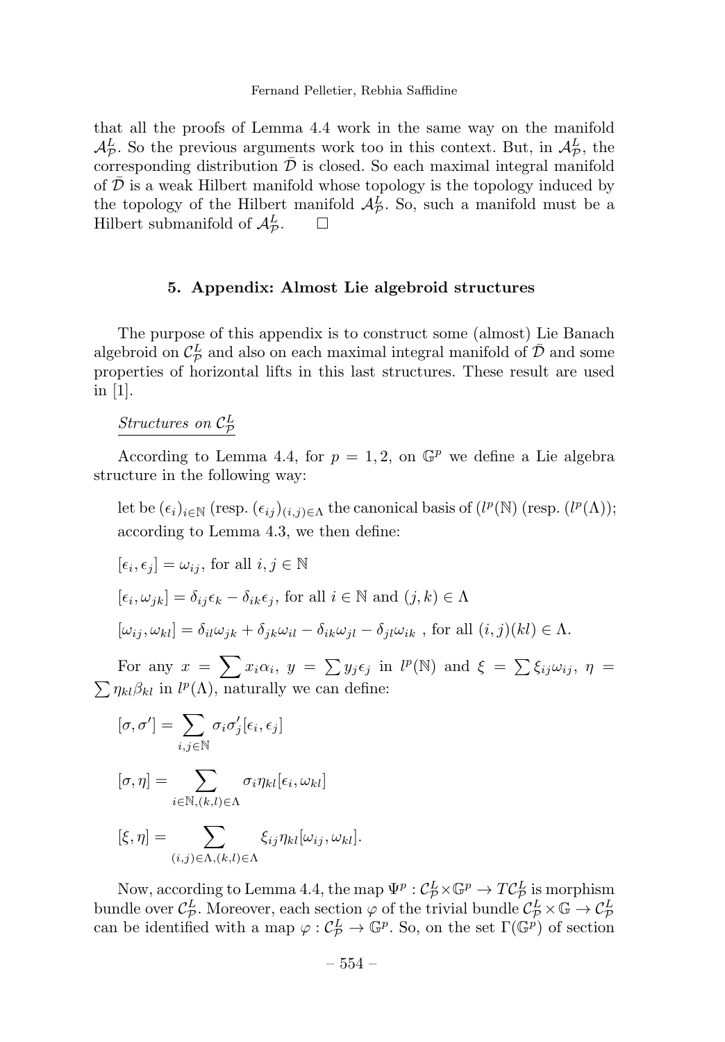that all the proofs of Lemma 4.4 work in the same way on the manifold $\mathcal{A}^L_{\mathcal{P}}$. So the previous arguments work too in this context. But, in $\mathcal{A}^L_{\mathcal{P}}$, the corresponding distribution $\bar{\mathcal{D}}$ is closed. So each maximal integral manifold of $\bar{\mathcal{D}}$ is a weak Hilbert manifold whose topology is the topology induced by the topology of the Hilbert manifold $\mathcal{A}^L_{\mathcal{P}}$. So, such a manifold must be a Hilbert submanifold of $\mathcal{A}^L_{\mathcal{P}}$. □

## 5. Appendix: Almost Lie algebroid structures

The purpose of this appendix is to construct some (almost) Lie Banach algebroid on $\mathcal{C}^L_{\mathcal{P}}$ and also on each maximal integral manifold of $\bar{\mathcal{D}}$ and some properties of horizontal lifts in this last structures. These result are used in [1].

*Structures on $\mathcal{C}^L_{\mathcal{P}}$*

According to Lemma 4.4, for $p = 1, 2$, on $\mathbb{G}^p$ we define a Lie algebra structure in the following way:

let be $(\epsilon_i)_{i\in\mathbb{N}}$ (resp. $(\epsilon_{ij})_{(i,j)\in\Lambda}$ the canonical basis of $(l^p(\mathbb{N})$ (resp. $(l^p(\Lambda))$; according to Lemma 4.3, we then define:

$[\epsilon_i, \epsilon_j] = \omega_{ij}$, for all $i, j \in \mathbb{N}$

$[\epsilon_i, \omega_{jk}] = \delta_{ij}\epsilon_k - \delta_{ik}\epsilon_j$, for all $i \in \mathbb{N}$ and $(j,k) \in \Lambda$

$[\omega_{ij}, \omega_{kl}] = \delta_{il}\omega_{jk} + \delta_{jk}\omega_{il} - \delta_{ik}\omega_{jl} - \delta_{jl}\omega_{ik}$ , for all $(i,j)(kl) \in \Lambda$.

For any $x = \sum x_i\alpha_i$, $y = \sum y_j\epsilon_j$ in $l^p(\mathbb{N})$ and $\xi = \sum \xi_{ij}\omega_{ij}$, $\eta = \sum \eta_{kl}\beta_{kl}$ in $l^p(\Lambda)$, naturally we can define:

$$[\sigma, \sigma'] = \sum_{i,j\in\mathbb{N}} \sigma_i\sigma'_j[\epsilon_i, \epsilon_j]$$

$$[\sigma, \eta] = \sum_{i\in\mathbb{N},(k,l)\in\Lambda} \sigma_i\eta_{kl}[\epsilon_i, \omega_{kl}]$$

$$[\xi, \eta] = \sum_{(i,j)\in\Lambda,(k,l)\in\Lambda} \xi_{ij}\eta_{kl}[\omega_{ij}, \omega_{kl}].$$

Now, according to Lemma 4.4, the map $\Psi^p : \mathcal{C}^L_{\mathcal{P}} \times \mathbb{G}^p \to T\mathcal{C}^L_{\mathcal{P}}$ is morphism bundle over $\mathcal{C}^L_{\mathcal{P}}$. Moreover, each section $\varphi$ of the trivial bundle $\mathcal{C}^L_{\mathcal{P}} \times \mathbb{G} \to \mathcal{C}^L_{\mathcal{P}}$ can be identified with a map $\varphi : \mathcal{C}^L_{\mathcal{P}} \to \mathbb{G}^p$. So, on the set $\Gamma(\mathbb{G}^p)$ of section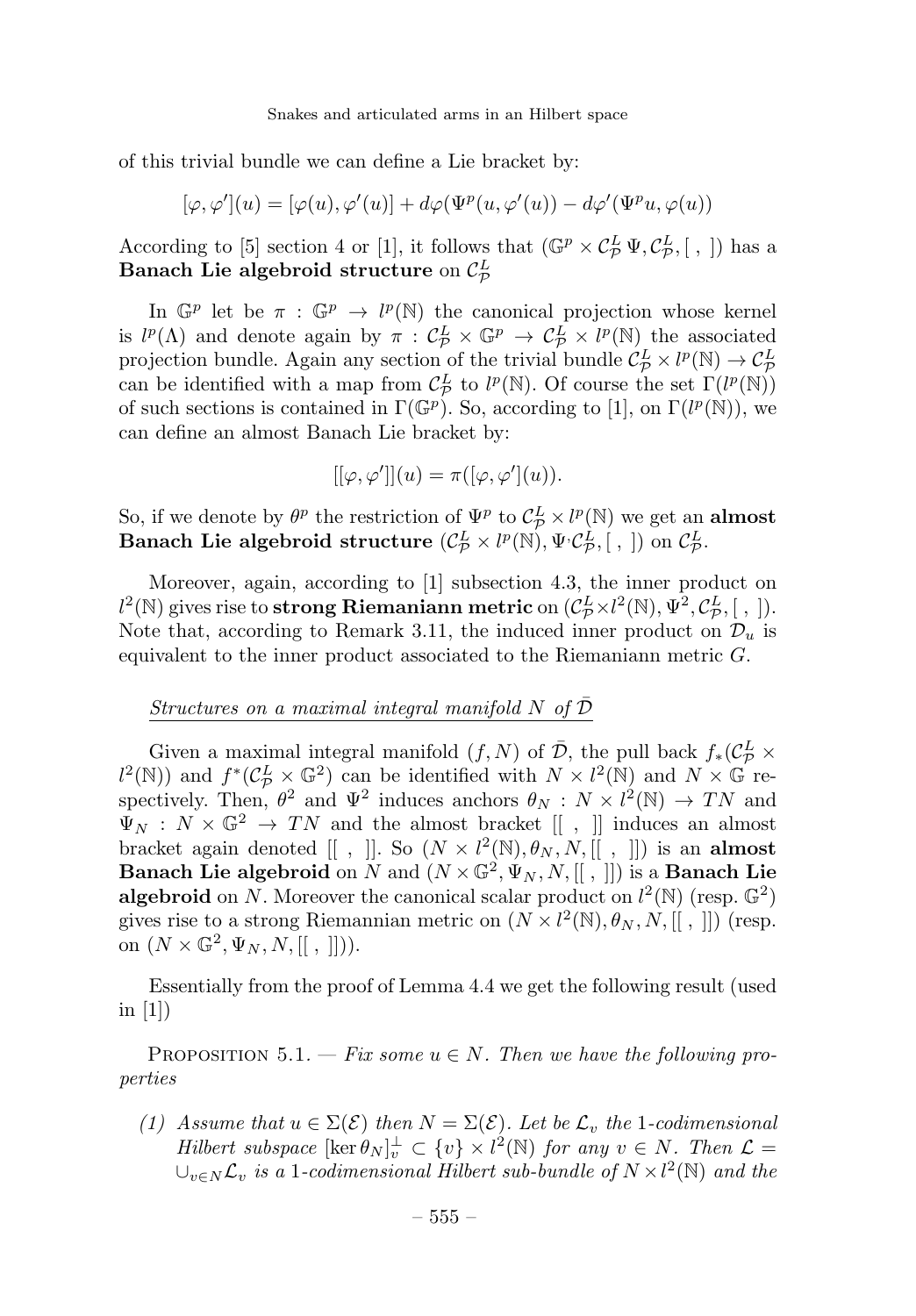of this trivial bundle we can define a Lie bracket by:

$$[\varphi,\varphi'](u)=[\varphi(u),\varphi'(u)]+d\varphi(\Psi^p(u,\varphi'(u))-d\varphi'(\Psi^p u,\varphi(u))$$

According to [5] section 4 or [1], it follows that $(\mathbb{G}^p\times\mathcal{C}^L_{\mathcal{P}}\,\Psi,\mathcal{C}^L_{\mathcal{P}},[\;,\;])$ has a **Banach Lie algebroid structure** on $\mathcal{C}^L_{\mathcal{P}}$

In $\mathbb{G}^p$ let be $\pi:\mathbb{G}^p\to l^p(\mathbb{N})$ the canonical projection whose kernel is $l^p(\Lambda)$ and denote again by $\pi:\mathcal{C}^L_{\mathcal{P}}\times\mathbb{G}^p\to\mathcal{C}^L_{\mathcal{P}}\times l^p(\mathbb{N})$ the associated projection bundle. Again any section of the trivial bundle $\mathcal{C}^L_{\mathcal{P}}\times l^p(\mathbb{N})\to\mathcal{C}^L_{\mathcal{P}}$ can be identified with a map from $\mathcal{C}^L_{\mathcal{P}}$ to $l^p(\mathbb{N})$. Of course the set $\Gamma(l^p(\mathbb{N}))$ of such sections is contained in $\Gamma(\mathbb{G}^p)$. So, according to [1], on $\Gamma(l^p(\mathbb{N}))$, we can define an almost Banach Lie bracket by:

$$[[\varphi,\varphi']](u)=\pi([\varphi,\varphi'](u)).$$

So, if we denote by $\theta^p$ the restriction of $\Psi^p$ to $\mathcal{C}^L_{\mathcal{P}}\times l^p(\mathbb{N})$ we get an **almost Banach Lie algebroid structure** $(\mathcal{C}^L_{\mathcal{P}}\times l^p(\mathbb{N}),\Psi{\cdot}\mathcal{C}^L_{\mathcal{P}},[\;,\;])$ on $\mathcal{C}^L_{\mathcal{P}}$.

Moreover, again, according to [1] subsection 4.3, the inner product on $l^2(\mathbb{N})$ gives rise to **strong Riemaniann metric** on $(\mathcal{C}^L_{\mathcal{P}}\times l^2(\mathbb{N}),\Psi^2,\mathcal{C}^L_{\mathcal{P}},[\;,\;])$. Note that, according to Remark 3.11, the induced inner product on $\mathcal{D}_u$ is equivalent to the inner product associated to the Riemaniann metric $G$.

*Structures on a maximal integral manifold $N$ of $\bar{\mathcal{D}}$*

Given a maximal integral manifold $(f,N)$ of $\bar{\mathcal{D}}$, the pull back $f_*(\mathcal{C}^L_{\mathcal{P}}\times l^2(\mathbb{N}))$ and $f^*(\mathcal{C}^L_{\mathcal{P}}\times\mathbb{G}^2)$ can be identified with $N\times l^2(\mathbb{N})$ and $N\times\mathbb{G}$ respectively. Then, $\theta^2$ and $\Psi^2$ induces anchors $\theta_N:N\times l^2(\mathbb{N})\to TN$ and $\Psi_N:N\times\mathbb{G}^2\to TN$ and the almost bracket $[[\;,\;]]$ induces an almost bracket again denoted $[[\;,\;]]$. So $(N\times l^2(\mathbb{N}),\theta_N,N,[[\;,\;]])$ is an **almost Banach Lie algebroid** on $N$ and $(N\times\mathbb{G}^2,\Psi_N,N,[[\;,\;]])$ is a **Banach Lie algebroid** on $N$. Moreover the canonical scalar product on $l^2(\mathbb{N})$ (resp. $\mathbb{G}^2$) gives rise to a strong Riemannian metric on $(N\times l^2(\mathbb{N}),\theta_N,N,[[\;,\;]])$ (resp. on $(N\times\mathbb{G}^2,\Psi_N,N,[[\;,\;]])$).

Essentially from the proof of Lemma 4.4 we get the following result (used in [1])

Proposition 5.1. — *Fix some $u\in N$. Then we have the following properties*

1. *Assume that $u\in\Sigma(\mathcal{E})$ then $N=\Sigma(\mathcal{E})$. Let be $\mathcal{L}_v$ the 1-codimensional Hilbert subspace $[\ker\theta_N]^\perp_v\subset\{v\}\times l^2(\mathbb{N})$ for any $v\in N$. Then $\mathcal{L}=\cup_{v\in N}\mathcal{L}_v$ is a 1-codimensional Hilbert sub-bundle of $N\times l^2(\mathbb{N})$ and the*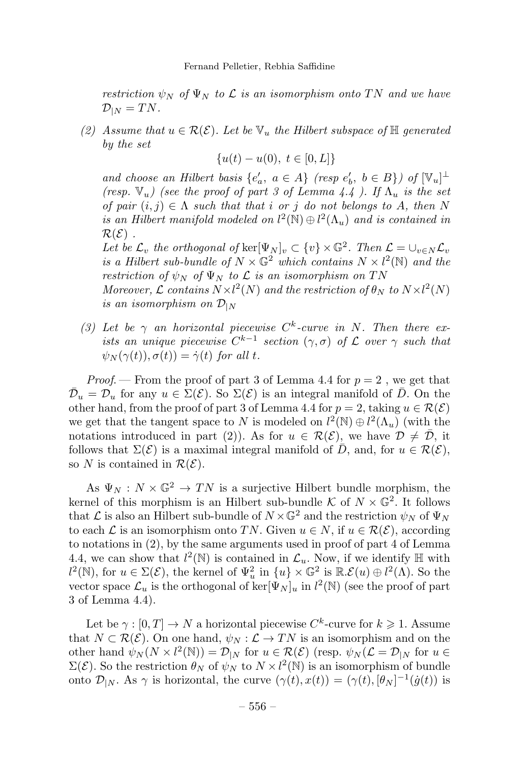*restriction $\psi_N$ of $\Psi_N$ to $\mathcal{L}$ is an isomorphism onto $TN$ and we have $\mathcal{D}_{|N} = TN$.*

(2) *Assume that $u \in \mathcal{R}(\mathcal{E})$. Let be $\mathbb{V}_u$ the Hilbert subspace of $\mathbb{H}$ generated by the set*

$$\{u(t) - u(0),\ t \in [0, L]\}$$

*and choose an Hilbert basis $\{e'_a,\ a \in A\}$ (resp $e'_b,\ b \in B\}$) of $[\mathbb{V}_u]^\perp$ (resp. $\mathbb{V}_u$) (see the proof of part 3 of Lemma 4.4 ). If $\Lambda_u$ is the set of pair $(i,j) \in \Lambda$ such that that $i$ or $j$ do not belongs to $A$, then $N$ is an Hilbert manifold modeled on $l^2(\mathbb{N}) \oplus l^2(\Lambda_u)$ and is contained in $\mathcal{R}(\mathcal{E})$ .*

*Let be $\mathcal{L}_v$ the orthogonal of $\ker[\Psi_N]_v \subset \{v\} \times \mathbb{G}^2$. Then $\mathcal{L} = \cup_{v \in N} \mathcal{L}_v$ is a Hilbert sub-bundle of $N \times \mathbb{G}^2$ which contains $N \times l^2(\mathbb{N})$ and the restriction of $\psi_N$ of $\Psi_N$ to $\mathcal{L}$ is an isomorphism on $TN$*

*Moreover, $\mathcal{L}$ contains $N \times l^2(N)$ and the restriction of $\theta_N$ to $N \times l^2(N)$ is an isomorphism on $\mathcal{D}_{|N}$*

(3) *Let be $\gamma$ an horizontal piecewise $C^k$-curve in $N$. Then there exists an unique piecewise $C^{k-1}$ section $(\gamma, \sigma)$ of $\mathcal{L}$ over $\gamma$ such that $\psi_N(\gamma(t)), \sigma(t)) = \dot{\gamma}(t)$ for all $t$.*

*Proof.* — From the proof of part 3 of Lemma 4.4 for $p = 2$ , we get that $\bar{\mathcal{D}}_u = \mathcal{D}_u$ for any $u \in \Sigma(\mathcal{E})$. So $\Sigma(\mathcal{E})$ is an integral manifold of $\bar{D}$. On the other hand, from the proof of part 3 of Lemma 4.4 for $p = 2$, taking $u \in \mathcal{R}(\mathcal{E})$ we get that the tangent space to $N$ is modeled on $l^2(\mathbb{N}) \oplus l^2(\Lambda_u)$ (with the notations introduced in part (2)). As for $u \in \mathcal{R}(\mathcal{E})$, we have $\mathcal{D} \neq \bar{\mathcal{D}}$, it follows that $\Sigma(\mathcal{E})$ is a maximal integral manifold of $\bar{D}$, and, for $u \in \mathcal{R}(\mathcal{E})$, so $N$ is contained in $\mathcal{R}(\mathcal{E})$.

As $\Psi_N : N \times \mathbb{G}^2 \to TN$ is a surjective Hilbert bundle morphism, the kernel of this morphism is an Hilbert sub-bundle $\mathcal{K}$ of $N \times \mathbb{G}^2$. It follows that $\mathcal{L}$ is also an Hilbert sub-bundle of $N \times \mathbb{G}^2$ and the restriction $\psi_N$ of $\Psi_N$ to each $\mathcal{L}$ is an isomorphism onto $TN$. Given $u \in N$, if $u \in \mathcal{R}(\mathcal{E})$, according to notations in (2), by the same arguments used in proof of part 4 of Lemma 4.4, we can show that $l^2(\mathbb{N})$ is contained in $\mathcal{L}_u$. Now, if we identify $\mathbb{H}$ with $l^2(\mathbb{N})$, for $u \in \Sigma(\mathcal{E})$, the kernel of $\Psi^2_u$ in $\{u\} \times \mathbb{G}^2$ is $\mathbb{R}.\mathcal{E}(u) \oplus l^2(\Lambda)$. So the vector space $\mathcal{L}_u$ is the orthogonal of $\ker[\Psi_N]_u$ in $l^2(\mathbb{N})$ (see the proof of part 3 of Lemma 4.4).

Let be $\gamma : [0, T] \to N$ a horizontal piecewise $C^k$-curve for $k \geqslant 1$. Assume that $N \subset \mathcal{R}(\mathcal{E})$. On one hand, $\psi_N : \mathcal{L} \to TN$ is an isomorphism and on the other hand $\psi_N(N \times l^2(\mathbb{N})) = \mathcal{D}_{|N}$ for $u \in \mathcal{R}(\mathcal{E})$ (resp. $\psi_N(\mathcal{L} = \mathcal{D}_{|N}$ for $u \in \Sigma(\mathcal{E})$. So the restriction $\theta_N$ of $\psi_N$ to $N \times l^2(\mathbb{N})$ is an isomorphism of bundle onto $\mathcal{D}_{|N}$. As $\gamma$ is horizontal, the curve $(\gamma(t), x(t)) = (\gamma(t), [\theta_N]^{-1}(\dot{g}(t))$ is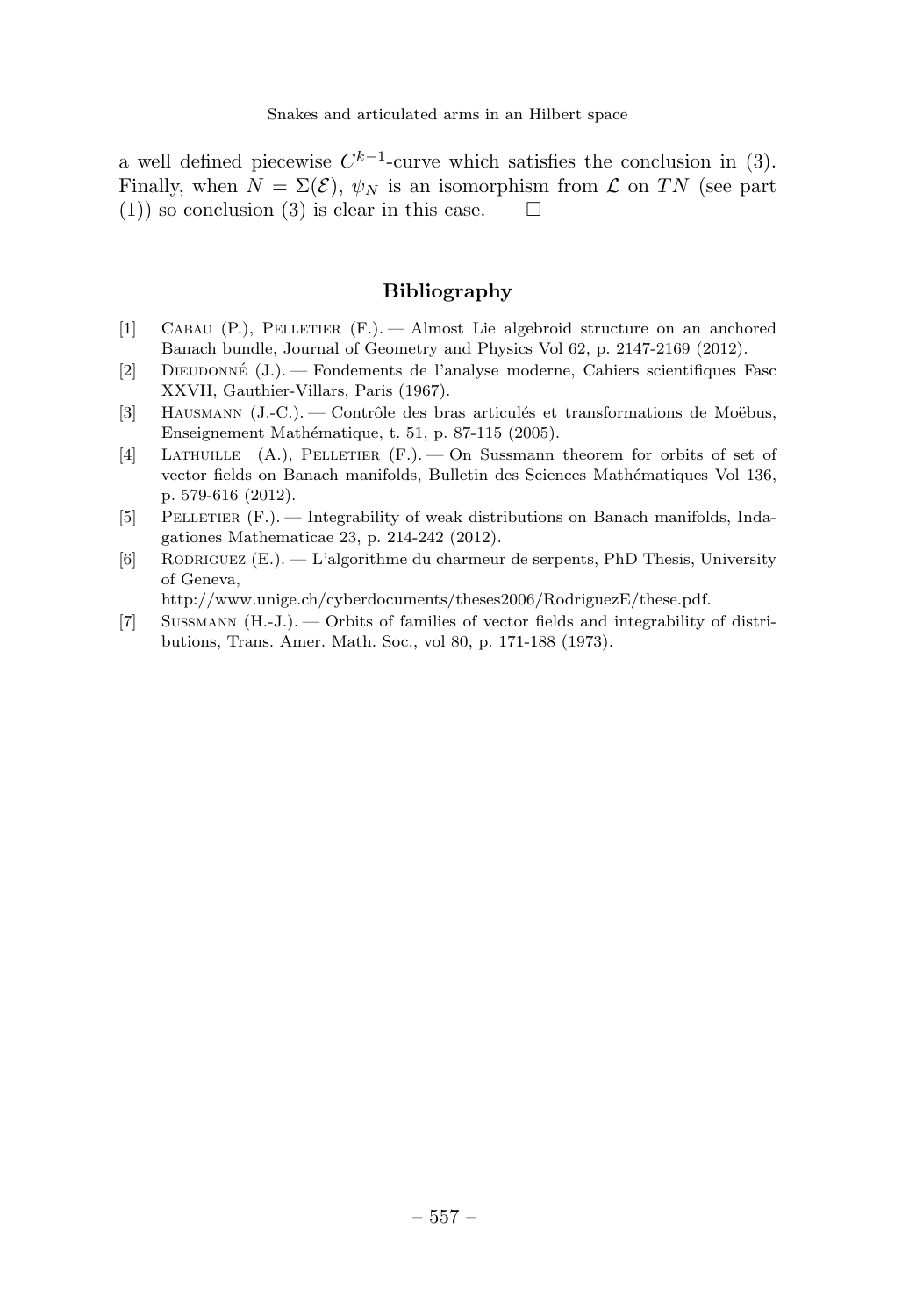a well defined piecewise $C^{k-1}$-curve which satisfies the conclusion in (3). Finally, when $N = \Sigma(\mathcal{E})$, $\psi_N$ is an isomorphism from $\mathcal{L}$ on $TN$ (see part (1)) so conclusion (3) is clear in this case. $\square$

## Bibliography

[1] Cabau (P.), Pelletier (F.). — Almost Lie algebroid structure on an anchored Banach bundle, Journal of Geometry and Physics Vol 62, p. 2147-2169 (2012).

[2] Dieudonné (J.). — Fondements de l'analyse moderne, Cahiers scientifiques Fasc XXVII, Gauthier-Villars, Paris (1967).

[3] Hausmann (J.-C.). — Contrôle des bras articulés et transformations de Moëbus, Enseignement Mathématique, t. 51, p. 87-115 (2005).

[4] Lathuille (A.), Pelletier (F.). — On Sussmann theorem for orbits of set of vector fields on Banach manifolds, Bulletin des Sciences Mathématiques Vol 136, p. 579-616 (2012).

[5] Pelletier (F.). — Integrability of weak distributions on Banach manifolds, Indagationes Mathematicae 23, p. 214-242 (2012).

[6] Rodriguez (E.). — L'algorithme du charmeur de serpents, PhD Thesis, University of Geneva, http://www.unige.ch/cyberdocuments/theses2006/RodriguezE/these.pdf.

[7] Sussmann (H.-J.). — Orbits of families of vector fields and integrability of distributions, Trans. Amer. Math. Soc., vol 80, p. 171-188 (1973).